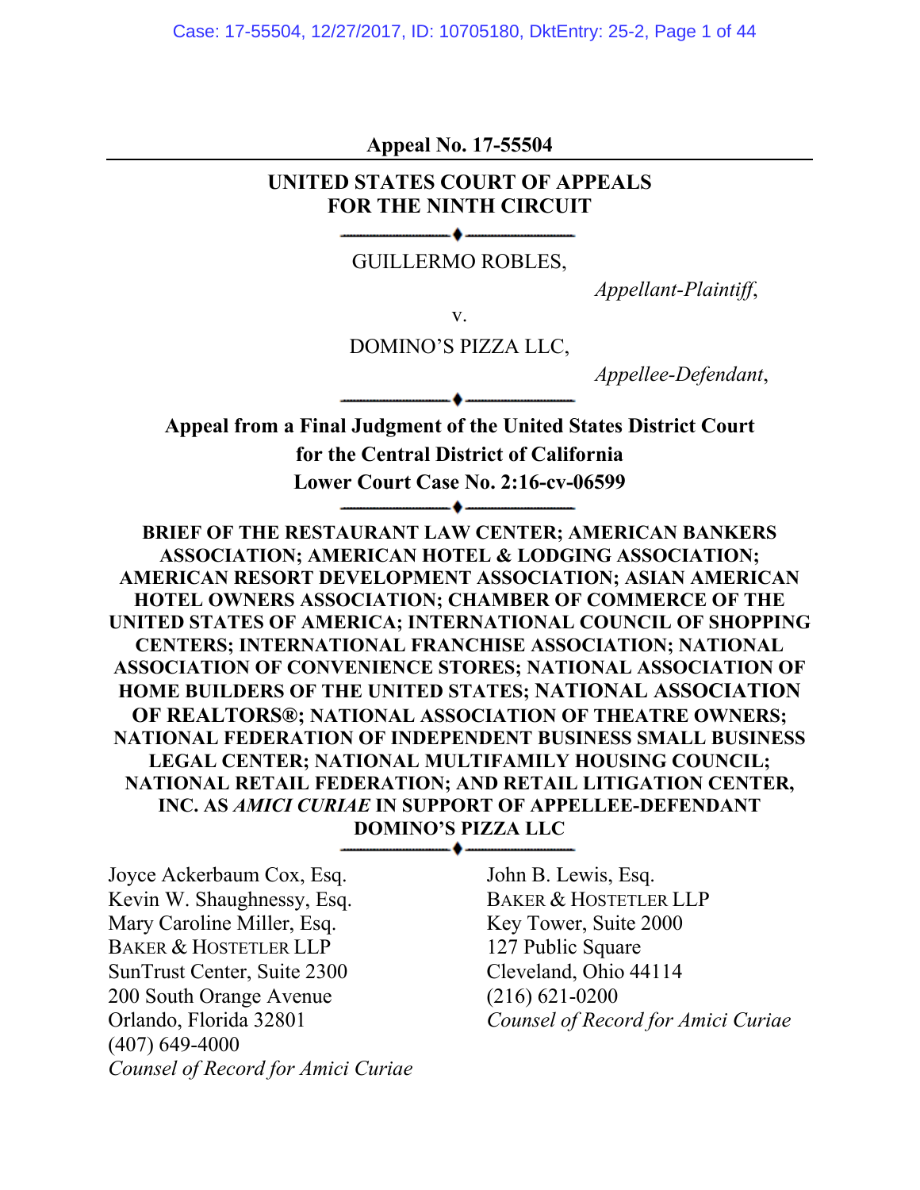**Appeal No. 17-55504**

---

**UNITED STATES COURT OF APPEALS**
**FOR THE NINTH CIRCUIT**

GUILLERMO ROBLES,

*Appellant-Plaintiff*,

v.

DOMINO'S PIZZA LLC,

*Appellee-Defendant*,

**Appeal from a Final Judgment of the United States District Court for the Central District of California**
**Lower Court Case No. 2:16-cv-06599**

**BRIEF OF THE RESTAURANT LAW CENTER; AMERICAN BANKERS ASSOCIATION; AMERICAN HOTEL & LODGING ASSOCIATION; AMERICAN RESORT DEVELOPMENT ASSOCIATION; ASIAN AMERICAN HOTEL OWNERS ASSOCIATION; CHAMBER OF COMMERCE OF THE UNITED STATES OF AMERICA; INTERNATIONAL COUNCIL OF SHOPPING CENTERS; INTERNATIONAL FRANCHISE ASSOCIATION; NATIONAL ASSOCIATION OF CONVENIENCE STORES; NATIONAL ASSOCIATION OF HOME BUILDERS OF THE UNITED STATES; NATIONAL ASSOCIATION OF REALTORS®; NATIONAL ASSOCIATION OF THEATRE OWNERS; NATIONAL FEDERATION OF INDEPENDENT BUSINESS SMALL BUSINESS LEGAL CENTER; NATIONAL MULTIFAMILY HOUSING COUNCIL; NATIONAL RETAIL FEDERATION; AND RETAIL LITIGATION CENTER, INC. AS *AMICI CURIAE* IN SUPPORT OF APPELLEE-DEFENDANT DOMINO'S PIZZA LLC**

Joyce Ackerbaum Cox, Esq.
Kevin W. Shaughnessy, Esq.
Mary Caroline Miller, Esq.
BAKER & HOSTETLER LLP
SunTrust Center, Suite 2300
200 South Orange Avenue
Orlando, Florida 32801
(407) 649-4000
*Counsel of Record for Amici Curiae*

John B. Lewis, Esq.
BAKER & HOSTETLER LLP
Key Tower, Suite 2000
127 Public Square
Cleveland, Ohio 44114
(216) 621-0200
*Counsel of Record for Amici Curiae*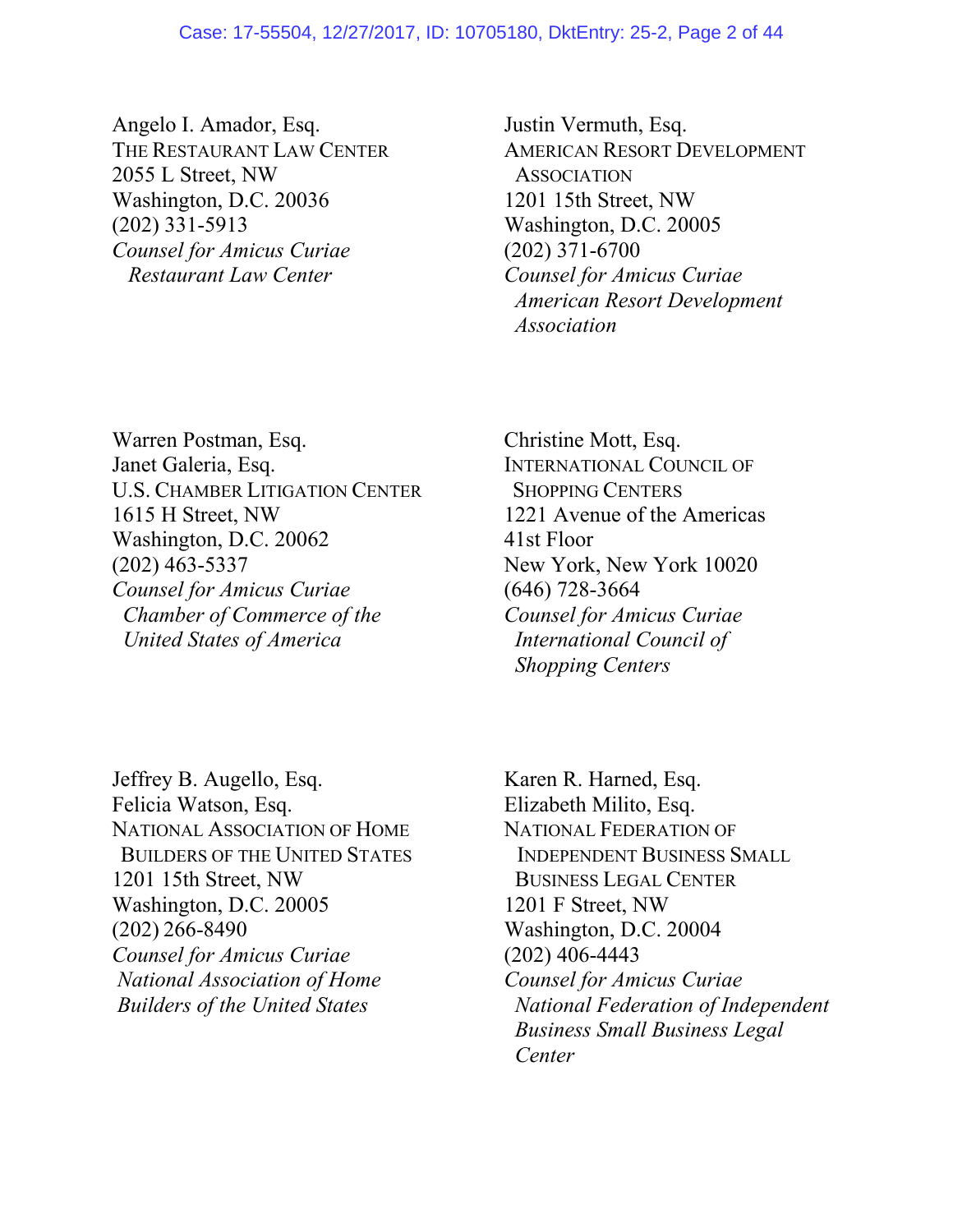Angelo I. Amador, Esq.
THE RESTAURANT LAW CENTER
2055 L Street, NW
Washington, D.C. 20036
(202) 331-5913
*Counsel for Amicus Curiae Restaurant Law Center*

Justin Vermuth, Esq.
AMERICAN RESORT DEVELOPMENT ASSOCIATION
1201 15th Street, NW
Washington, D.C. 20005
(202) 371-6700
*Counsel for Amicus Curiae American Resort Development Association*

Warren Postman, Esq.
Janet Galeria, Esq.
U.S. CHAMBER LITIGATION CENTER
1615 H Street, NW
Washington, D.C. 20062
(202) 463-5337
*Counsel for Amicus Curiae Chamber of Commerce of the United States of America*

Christine Mott, Esq.
INTERNATIONAL COUNCIL OF SHOPPING CENTERS
1221 Avenue of the Americas
41st Floor
New York, New York 10020
(646) 728-3664
*Counsel for Amicus Curiae International Council of Shopping Centers*

Jeffrey B. Augello, Esq.
Felicia Watson, Esq.
NATIONAL ASSOCIATION OF HOME BUILDERS OF THE UNITED STATES
1201 15th Street, NW
Washington, D.C. 20005
(202) 266-8490
*Counsel for Amicus Curiae National Association of Home Builders of the United States*

Karen R. Harned, Esq.
Elizabeth Milito, Esq.
NATIONAL FEDERATION OF INDEPENDENT BUSINESS SMALL BUSINESS LEGAL CENTER
1201 F Street, NW
Washington, D.C. 20004
(202) 406-4443
*Counsel for Amicus Curiae National Federation of Independent Business Small Business Legal Center*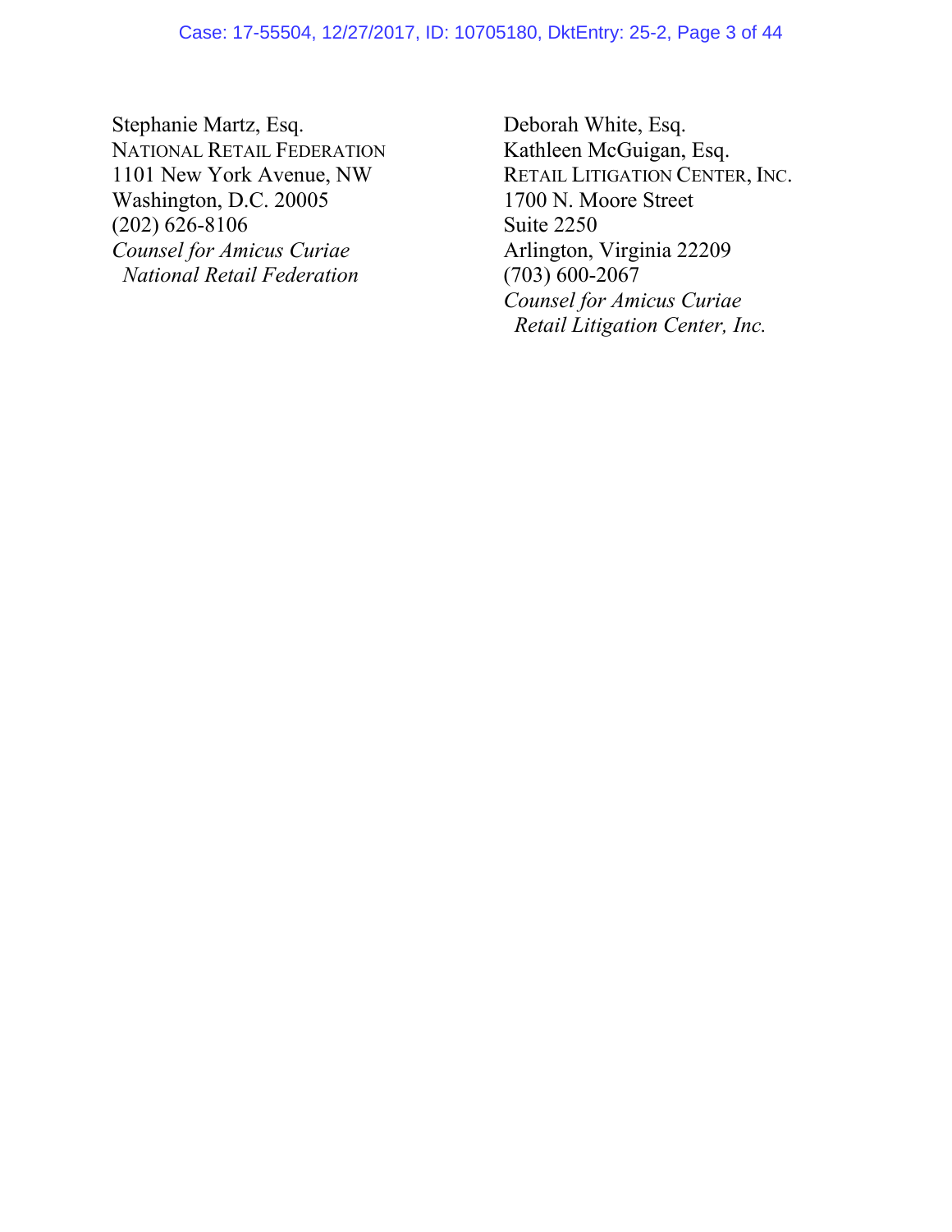Stephanie Martz, Esq.
NATIONAL RETAIL FEDERATION
1101 New York Avenue, NW
Washington, D.C. 20005
(202) 626-8106
*Counsel for Amicus Curiae*
*National Retail Federation*

Deborah White, Esq.
Kathleen McGuigan, Esq.
RETAIL LITIGATION CENTER, INC.
1700 N. Moore Street
Suite 2250
Arlington, Virginia 22209
(703) 600-2067
*Counsel for Amicus Curiae*
*Retail Litigation Center, Inc.*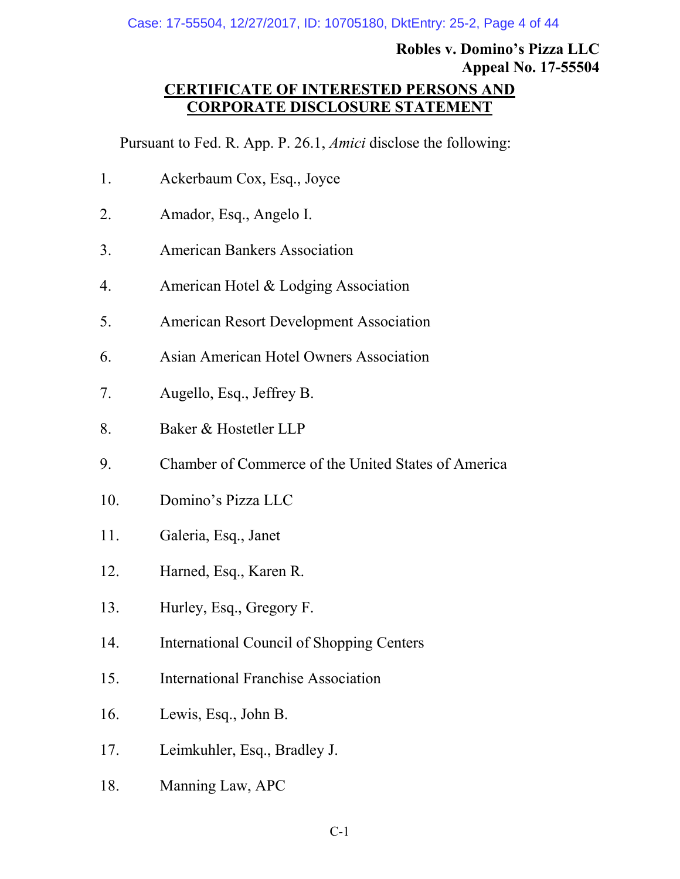**Robles v. Domino's Pizza LLC**
**Appeal No. 17-55504**

## CERTIFICATE OF INTERESTED PERSONS AND CORPORATE DISCLOSURE STATEMENT

Pursuant to Fed. R. App. P. 26.1, *Amici* disclose the following:

1. Ackerbaum Cox, Esq., Joyce
2. Amador, Esq., Angelo I.
3. American Bankers Association
4. American Hotel & Lodging Association
5. American Resort Development Association
6. Asian American Hotel Owners Association
7. Augello, Esq., Jeffrey B.
8. Baker & Hostetler LLP
9. Chamber of Commerce of the United States of America
10. Domino's Pizza LLC
11. Galeria, Esq., Janet
12. Harned, Esq., Karen R.
13. Hurley, Esq., Gregory F.
14. International Council of Shopping Centers
15. International Franchise Association
16. Lewis, Esq., John B.
17. Leimkuhler, Esq., Bradley J.
18. Manning Law, APC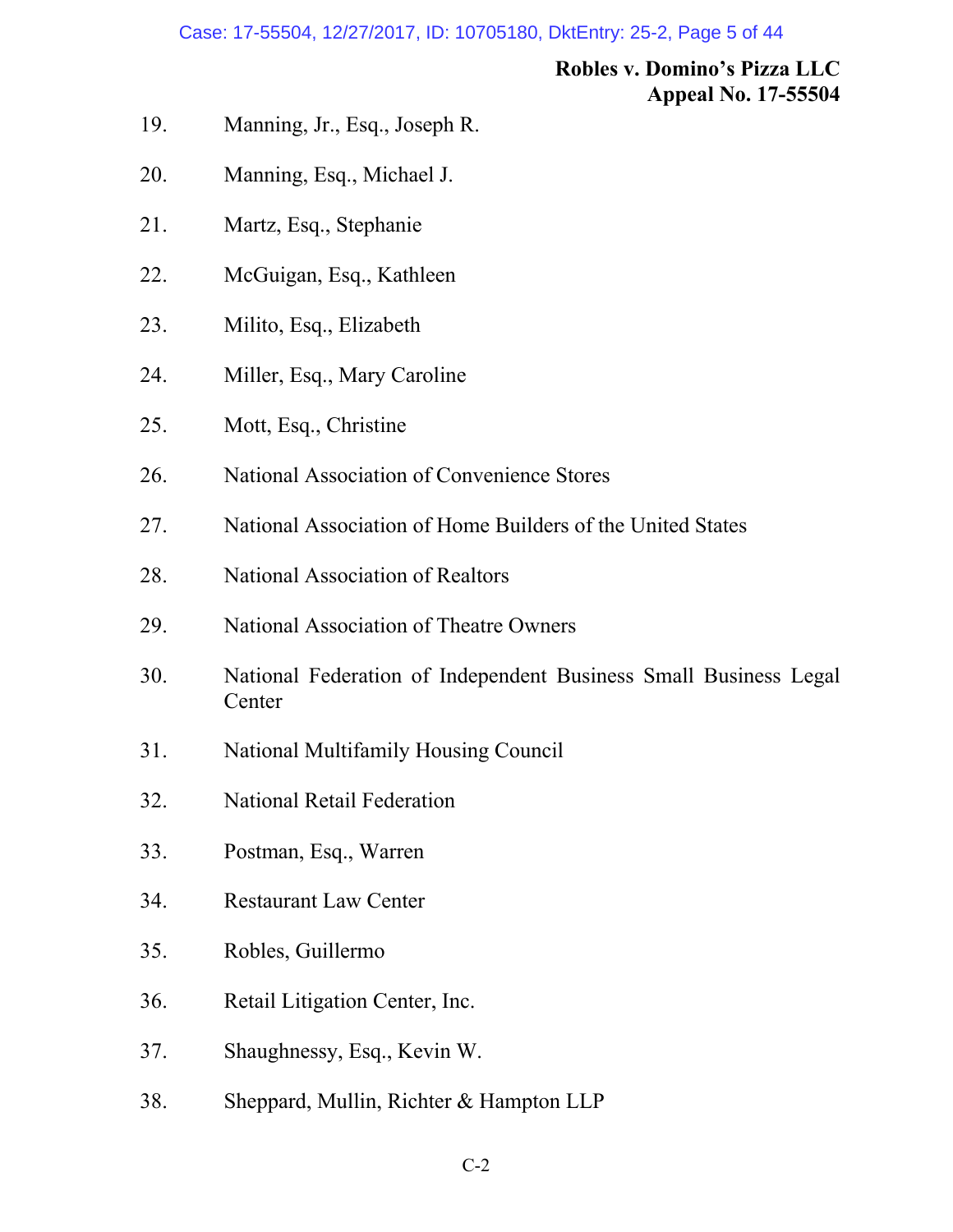19. Manning, Jr., Esq., Joseph R.

20. Manning, Esq., Michael J.

21. Martz, Esq., Stephanie

22. McGuigan, Esq., Kathleen

23. Milito, Esq., Elizabeth

24. Miller, Esq., Mary Caroline

25. Mott, Esq., Christine

26. National Association of Convenience Stores

27. National Association of Home Builders of the United States

28. National Association of Realtors

29. National Association of Theatre Owners

30. National Federation of Independent Business Small Business Legal Center

31. National Multifamily Housing Council

32. National Retail Federation

33. Postman, Esq., Warren

34. Restaurant Law Center

35. Robles, Guillermo

36. Retail Litigation Center, Inc.

37. Shaughnessy, Esq., Kevin W.

38. Sheppard, Mullin, Richter & Hampton LLP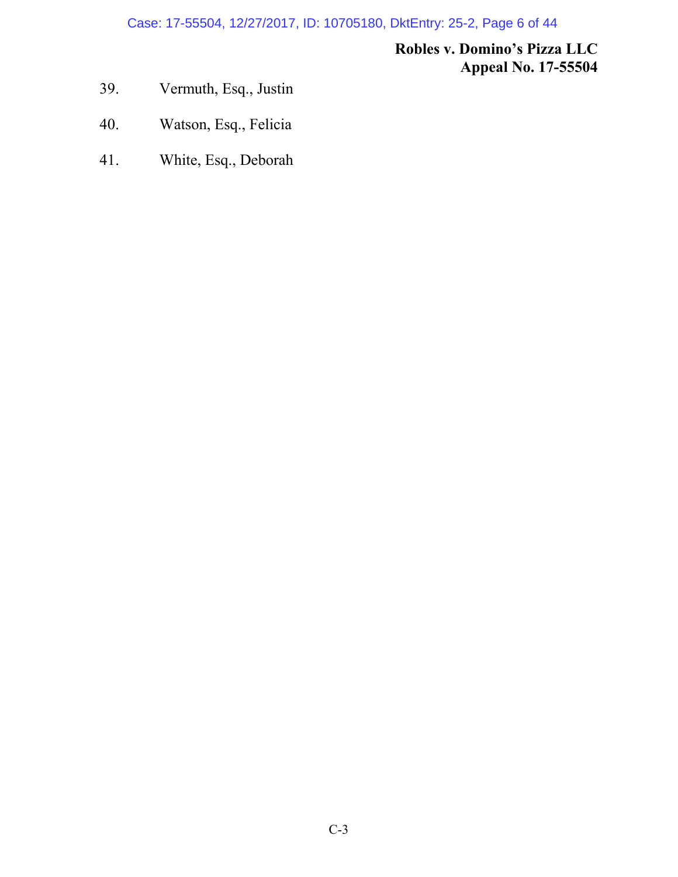39. Vermuth, Esq., Justin

40. Watson, Esq., Felicia

41. White, Esq., Deborah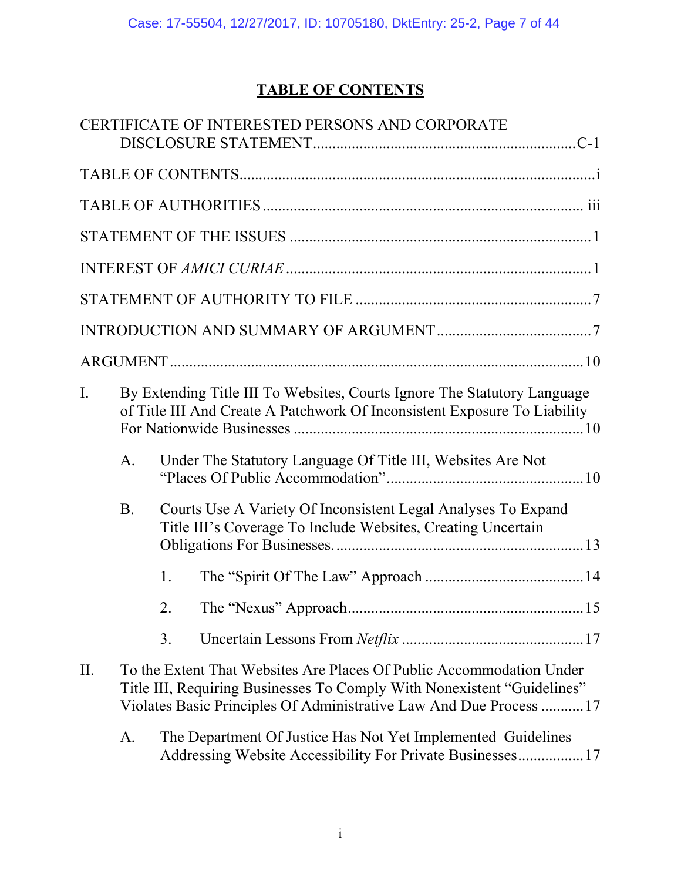# TABLE OF CONTENTS

CERTIFICATE OF INTERESTED PERSONS AND CORPORATE DISCLOSURE STATEMENT .......... C-1

TABLE OF CONTENTS .......... i

TABLE OF AUTHORITIES .......... iii

STATEMENT OF THE ISSUES .......... 1

INTEREST OF *AMICI CURIAE* .......... 1

STATEMENT OF AUTHORITY TO FILE .......... 7

INTRODUCTION AND SUMMARY OF ARGUMENT .......... 7

ARGUMENT .......... 10

I. By Extending Title III To Websites, Courts Ignore The Statutory Language of Title III And Create A Patchwork Of Inconsistent Exposure To Liability For Nationwide Businesses .......... 10

  A. Under The Statutory Language Of Title III, Websites Are Not "Places Of Public Accommodation" .......... 10

  B. Courts Use A Variety Of Inconsistent Legal Analyses To Expand Title III's Coverage To Include Websites, Creating Uncertain Obligations For Businesses. .......... 13

    1. The "Spirit Of The Law" Approach .......... 14

    2. The "Nexus" Approach .......... 15

    3. Uncertain Lessons From *Netflix* .......... 17

II. To the Extent That Websites Are Places Of Public Accommodation Under Title III, Requiring Businesses To Comply With Nonexistent "Guidelines" Violates Basic Principles Of Administrative Law And Due Process .......... 17

  A. The Department Of Justice Has Not Yet Implemented Guidelines Addressing Website Accessibility For Private Businesses .......... 17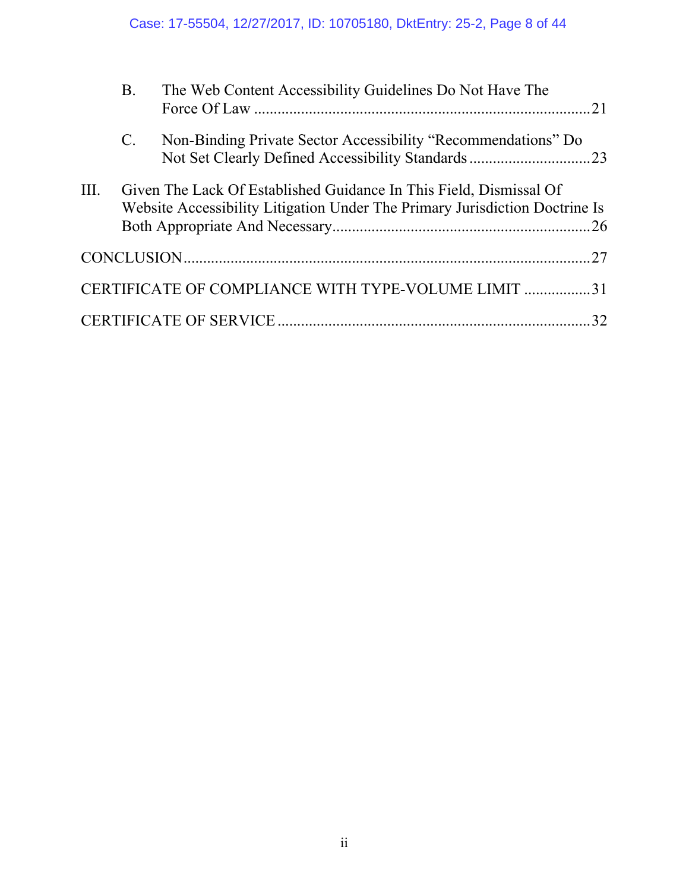B. The Web Content Accessibility Guidelines Do Not Have The Force Of Law ..................................................................................21

C. Non-Binding Private Sector Accessibility "Recommendations" Do Not Set Clearly Defined Accessibility Standards ..............................23

III. Given The Lack Of Established Guidance In This Field, Dismissal Of Website Accessibility Litigation Under The Primary Jurisdiction Doctrine Is Both Appropriate And Necessary................................................................26

CONCLUSION....................................................................................................27

CERTIFICATE OF COMPLIANCE WITH TYPE-VOLUME LIMIT .................31

CERTIFICATE OF SERVICE..............................................................................32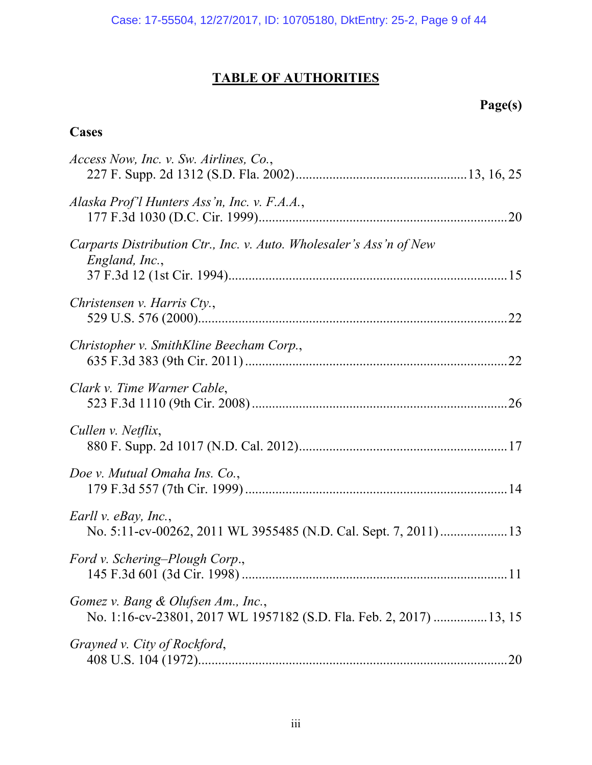# TABLE OF AUTHORITIES

**Page(s)**

**Cases**

*Access Now, Inc. v. Sw. Airlines, Co.*,
227 F. Supp. 2d 1312 (S.D. Fla. 2002) .......... 13, 16, 25

*Alaska Prof'l Hunters Ass'n, Inc. v. F.A.A.*,
177 F.3d 1030 (D.C. Cir. 1999) .......... 20

*Carparts Distribution Ctr., Inc. v. Auto. Wholesaler's Ass'n of New England, Inc.*,
37 F.3d 12 (1st Cir. 1994) .......... 15

*Christensen v. Harris Cty.*,
529 U.S. 576 (2000) .......... 22

*Christopher v. SmithKline Beecham Corp.*,
635 F.3d 383 (9th Cir. 2011) .......... 22

*Clark v. Time Warner Cable*,
523 F.3d 1110 (9th Cir. 2008) .......... 26

*Cullen v. Netflix*,
880 F. Supp. 2d 1017 (N.D. Cal. 2012) .......... 17

*Doe v. Mutual Omaha Ins. Co.*,
179 F.3d 557 (7th Cir. 1999) .......... 14

*Earll v. eBay, Inc.*,
No. 5:11-cv-00262, 2011 WL 3955485 (N.D. Cal. Sept. 7, 2011) .......... 13

*Ford v. Schering–Plough Corp.*,
145 F.3d 601 (3d Cir. 1998) .......... 11

*Gomez v. Bang & Olufsen Am., Inc.*,
No. 1:16-cv-23801, 2017 WL 1957182 (S.D. Fla. Feb. 2, 2017) .......... 13, 15

*Grayned v. City of Rockford*,
408 U.S. 104 (1972) .......... 20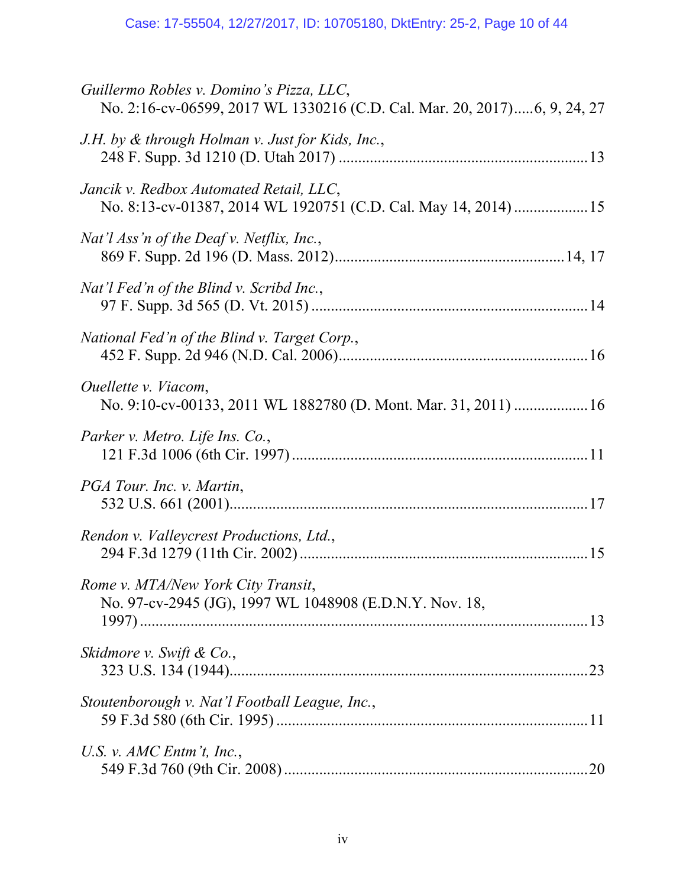*Guillermo Robles v. Domino's Pizza, LLC*,
No. 2:16-cv-06599, 2017 WL 1330216 (C.D. Cal. Mar. 20, 2017).....6, 9, 24, 27

*J.H. by & through Holman v. Just for Kids, Inc.*,
248 F. Supp. 3d 1210 (D. Utah 2017) ............................................................13

*Jancik v. Redbox Automated Retail, LLC*,
No. 8:13-cv-01387, 2014 WL 1920751 (C.D. Cal. May 14, 2014) ..................15

*Nat'l Ass'n of the Deaf v. Netflix, Inc.*,
869 F. Supp. 2d 196 (D. Mass. 2012)........................................................14, 17

*Nat'l Fed'n of the Blind v. Scribd Inc.*,
97 F. Supp. 3d 565 (D. Vt. 2015) ..................................................................14

*National Fed'n of the Blind v. Target Corp.*,
452 F. Supp. 2d 946 (N.D. Cal. 2006)...........................................................16

*Ouellette v. Viacom*,
No. 9:10-cv-00133, 2011 WL 1882780 (D. Mont. Mar. 31, 2011) ..................16

*Parker v. Metro. Life Ins. Co.*,
121 F.3d 1006 (6th Cir. 1997) .......................................................................11

*PGA Tour. Inc. v. Martin*,
532 U.S. 661 (2001).......................................................................................17

*Rendon v. Valleycrest Productions, Ltd.*,
294 F.3d 1279 (11th Cir. 2002) .....................................................................15

*Rome v. MTA/New York City Transit*,
No. 97-cv-2945 (JG), 1997 WL 1048908 (E.D.N.Y. Nov. 18,
1997) ..............................................................................................................13

*Skidmore v. Swift & Co.*,
323 U.S. 134 (1944).......................................................................................23

*Stoutenborough v. Nat'l Football League, Inc.*,
59 F.3d 580 (6th Cir. 1995) ...........................................................................11

*U.S. v. AMC Entm't, Inc.*,
549 F.3d 760 (9th Cir. 2008) .........................................................................20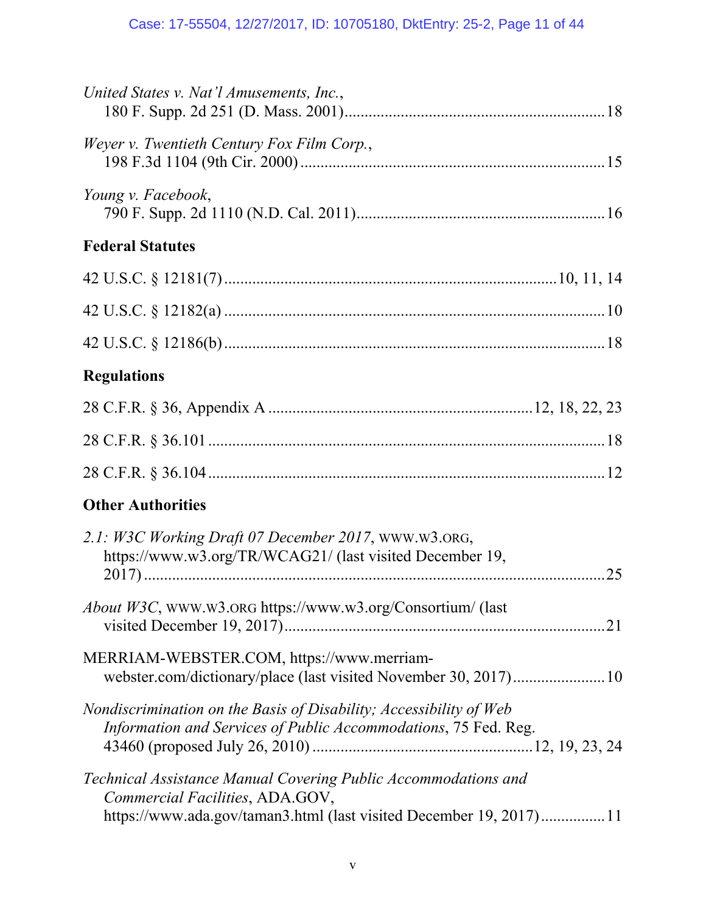*United States v. Nat'l Amusements, Inc.*,
180 F. Supp. 2d 251 (D. Mass. 2001)................................................................18

*Weyer v. Twentieth Century Fox Film Corp.*,
198 F.3d 1104 (9th Cir. 2000)..........................................................................15

*Young v. Facebook*,
790 F. Supp. 2d 1110 (N.D. Cal. 2011).............................................................16

**Federal Statutes**

42 U.S.C. § 12181(7).................................................................................10, 11, 14

42 U.S.C. § 12182(a)..............................................................................................10

42 U.S.C. § 12186(b)..............................................................................................18

**Regulations**

28 C.F.R. § 36, Appendix A.................................................................12, 18, 22, 23

28 C.F.R. § 36.101..................................................................................................18

28 C.F.R. § 36.104..................................................................................................12

**Other Authorities**

*2.1: W3C Working Draft 07 December 2017*, WWW.W3.ORG,
https://www.w3.org/TR/WCAG21/ (last visited December 19,
2017)....................................................................................................................25

*About W3C*, WWW.W3.ORG https://www.w3.org/Consortium/ (last
visited December 19, 2017)...............................................................................21

MERRIAM-WEBSTER.COM, https://www.merriam-
webster.com/dictionary/place (last visited November 30, 2017).......................10

*Nondiscrimination on the Basis of Disability; Accessibility of Web Information and Services of Public Accommodations*, 75 Fed. Reg.
43460 (proposed July 26, 2010).....................................................12, 19, 23, 24

*Technical Assistance Manual Covering Public Accommodations and Commercial Facilities*, ADA.GOV,
https://www.ada.gov/taman3.html (last visited December 19, 2017)................11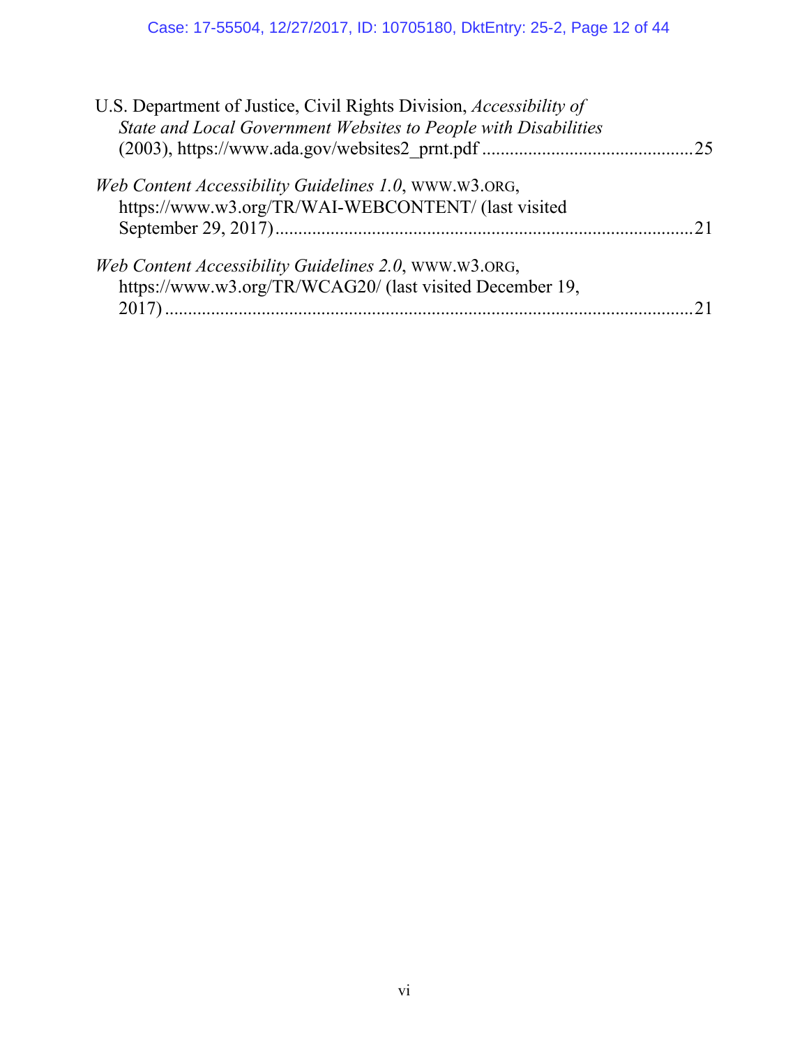U.S. Department of Justice, Civil Rights Division, *Accessibility of State and Local Government Websites to People with Disabilities* (2003), https://www.ada.gov/websites2_prnt.pdf ............................................25

*Web Content Accessibility Guidelines 1.0*, WWW.W3.ORG, https://www.w3.org/TR/WAI-WEBCONTENT/ (last visited September 29, 2017)..........................................................................................21

*Web Content Accessibility Guidelines 2.0*, WWW.W3.ORG, https://www.w3.org/TR/WCAG20/ (last visited December 19, 2017) ....................................................................................................21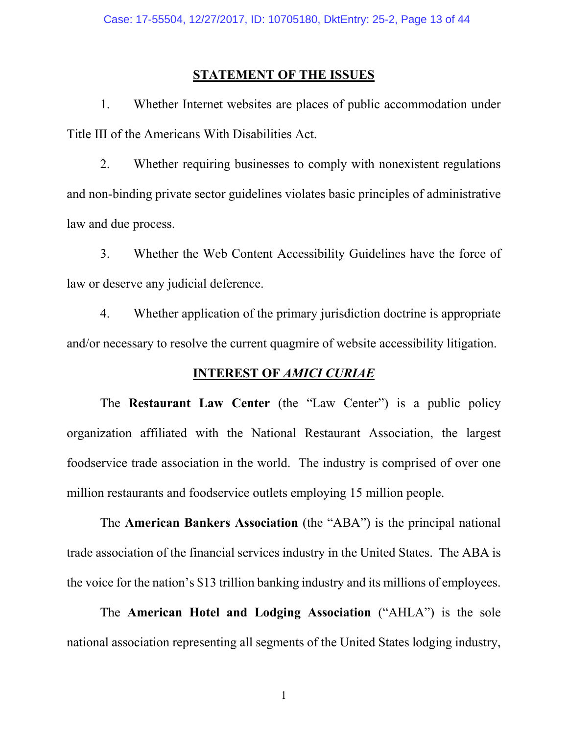## STATEMENT OF THE ISSUES

1. Whether Internet websites are places of public accommodation under Title III of the Americans With Disabilities Act.

2. Whether requiring businesses to comply with nonexistent regulations and non-binding private sector guidelines violates basic principles of administrative law and due process.

3. Whether the Web Content Accessibility Guidelines have the force of law or deserve any judicial deference.

4. Whether application of the primary jurisdiction doctrine is appropriate and/or necessary to resolve the current quagmire of website accessibility litigation.

## INTEREST OF *AMICI CURIAE*

The **Restaurant Law Center** (the "Law Center") is a public policy organization affiliated with the National Restaurant Association, the largest foodservice trade association in the world. The industry is comprised of over one million restaurants and foodservice outlets employing 15 million people.

The **American Bankers Association** (the "ABA") is the principal national trade association of the financial services industry in the United States. The ABA is the voice for the nation's $13 trillion banking industry and its millions of employees.

The **American Hotel and Lodging Association** ("AHLA") is the sole national association representing all segments of the United States lodging industry,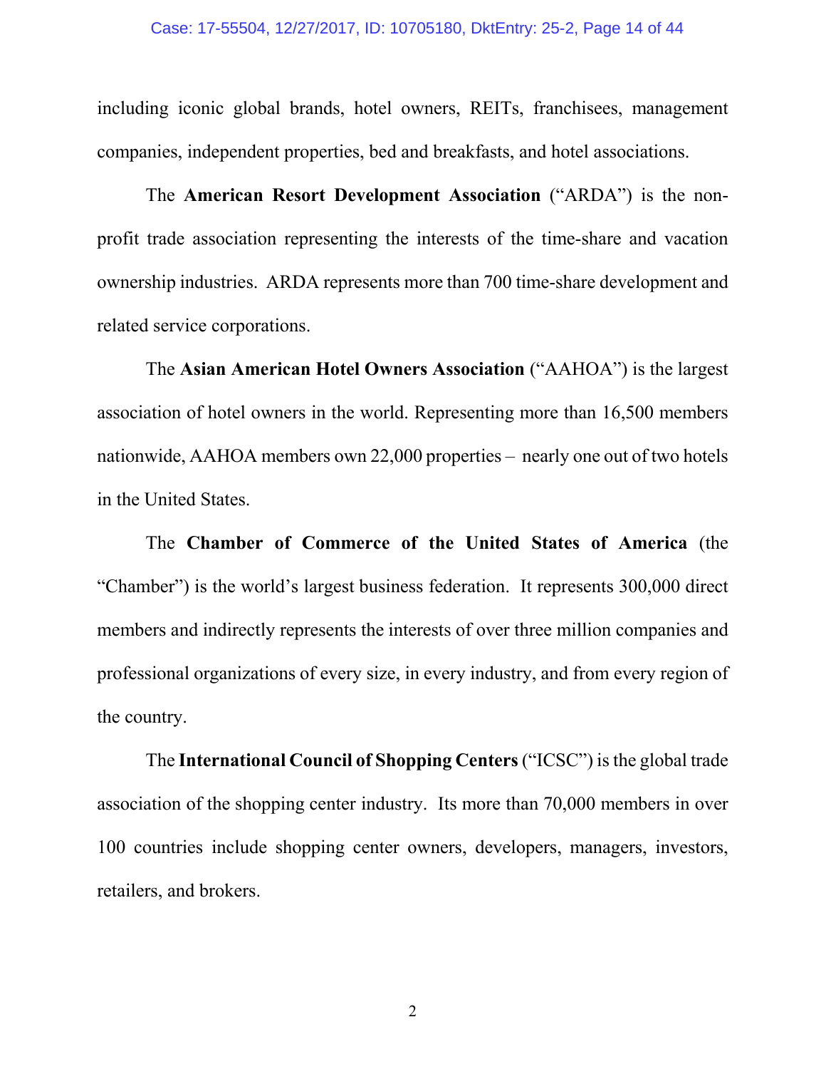including iconic global brands, hotel owners, REITs, franchisees, management companies, independent properties, bed and breakfasts, and hotel associations.

The **American Resort Development Association** ("ARDA") is the non-profit trade association representing the interests of the time-share and vacation ownership industries. ARDA represents more than 700 time-share development and related service corporations.

The **Asian American Hotel Owners Association** ("AAHOA") is the largest association of hotel owners in the world. Representing more than 16,500 members nationwide, AAHOA members own 22,000 properties – nearly one out of two hotels in the United States.

The **Chamber of Commerce of the United States of America** (the "Chamber") is the world's largest business federation. It represents 300,000 direct members and indirectly represents the interests of over three million companies and professional organizations of every size, in every industry, and from every region of the country.

The **International Council of Shopping Centers** ("ICSC") is the global trade association of the shopping center industry. Its more than 70,000 members in over 100 countries include shopping center owners, developers, managers, investors, retailers, and brokers.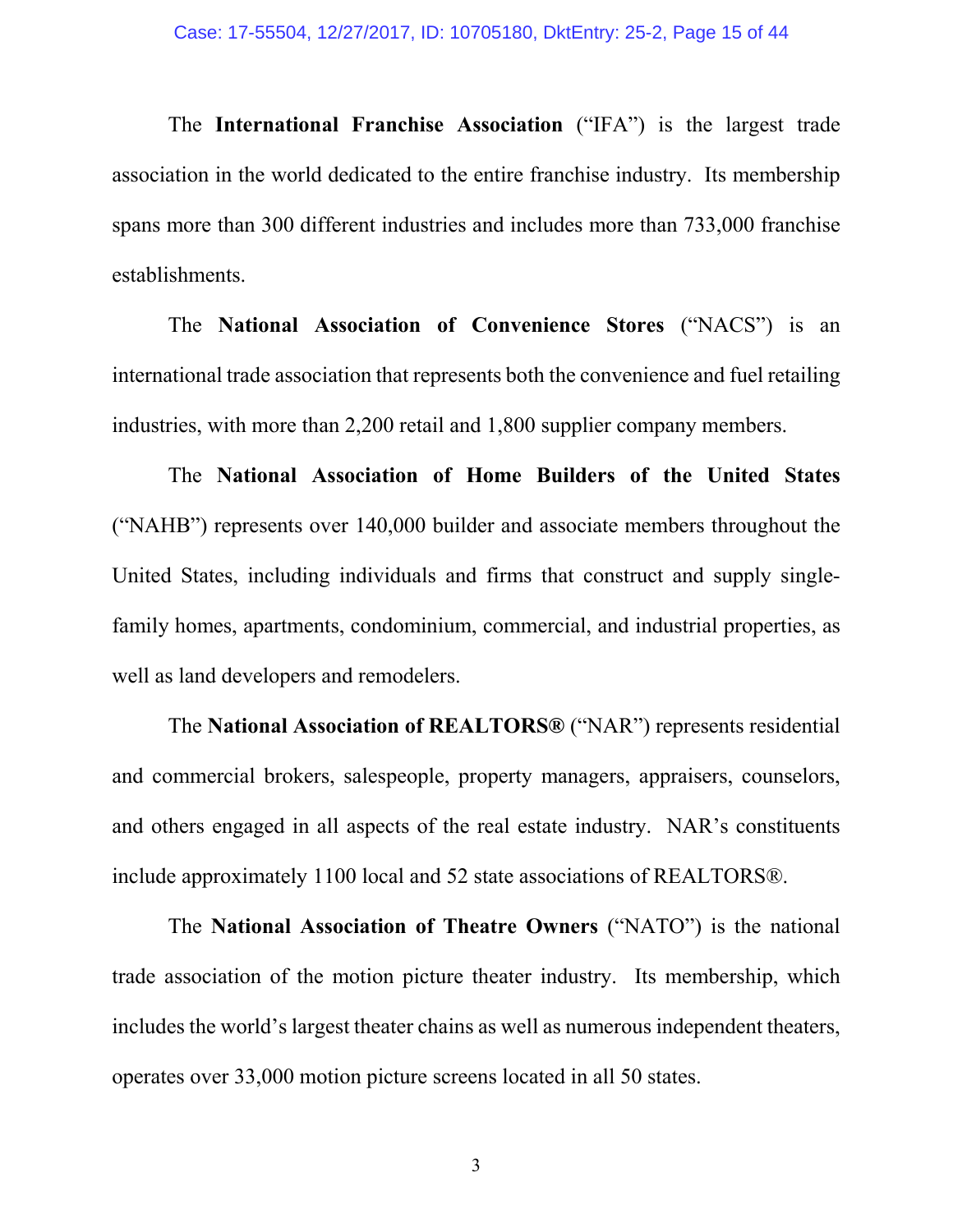The **International Franchise Association** ("IFA") is the largest trade association in the world dedicated to the entire franchise industry. Its membership spans more than 300 different industries and includes more than 733,000 franchise establishments.

The **National Association of Convenience Stores** ("NACS") is an international trade association that represents both the convenience and fuel retailing industries, with more than 2,200 retail and 1,800 supplier company members.

The **National Association of Home Builders of the United States** ("NAHB") represents over 140,000 builder and associate members throughout the United States, including individuals and firms that construct and supply single-family homes, apartments, condominium, commercial, and industrial properties, as well as land developers and remodelers.

The **National Association of REALTORS®** ("NAR") represents residential and commercial brokers, salespeople, property managers, appraisers, counselors, and others engaged in all aspects of the real estate industry. NAR's constituents include approximately 1100 local and 52 state associations of REALTORS®.

The **National Association of Theatre Owners** ("NATO") is the national trade association of the motion picture theater industry. Its membership, which includes the world's largest theater chains as well as numerous independent theaters, operates over 33,000 motion picture screens located in all 50 states.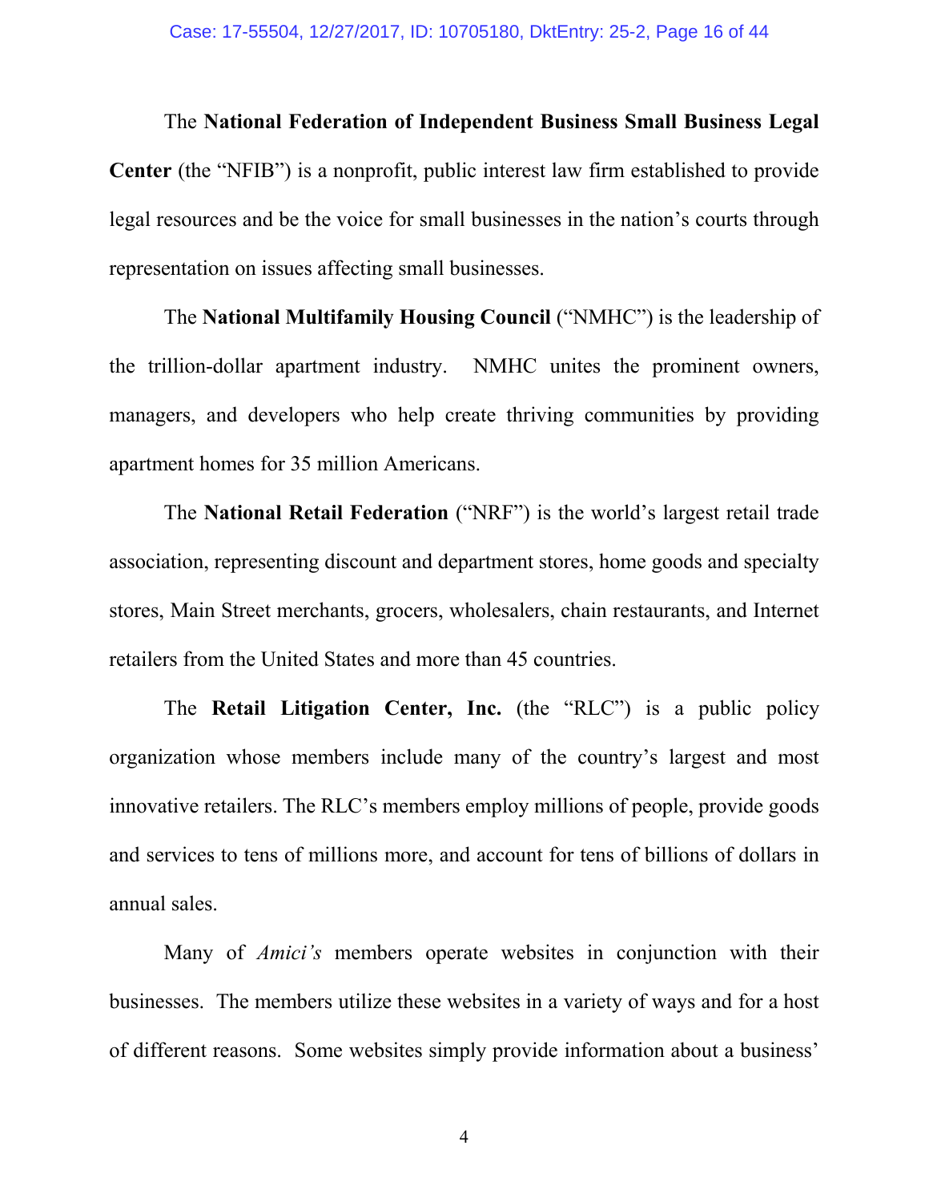The **National Federation of Independent Business Small Business Legal Center** (the "NFIB") is a nonprofit, public interest law firm established to provide legal resources and be the voice for small businesses in the nation's courts through representation on issues affecting small businesses.

The **National Multifamily Housing Council** ("NMHC") is the leadership of the trillion-dollar apartment industry. NMHC unites the prominent owners, managers, and developers who help create thriving communities by providing apartment homes for 35 million Americans.

The **National Retail Federation** ("NRF") is the world's largest retail trade association, representing discount and department stores, home goods and specialty stores, Main Street merchants, grocers, wholesalers, chain restaurants, and Internet retailers from the United States and more than 45 countries.

The **Retail Litigation Center, Inc.** (the "RLC") is a public policy organization whose members include many of the country's largest and most innovative retailers. The RLC's members employ millions of people, provide goods and services to tens of millions more, and account for tens of billions of dollars in annual sales.

Many of *Amici's* members operate websites in conjunction with their businesses. The members utilize these websites in a variety of ways and for a host of different reasons. Some websites simply provide information about a business'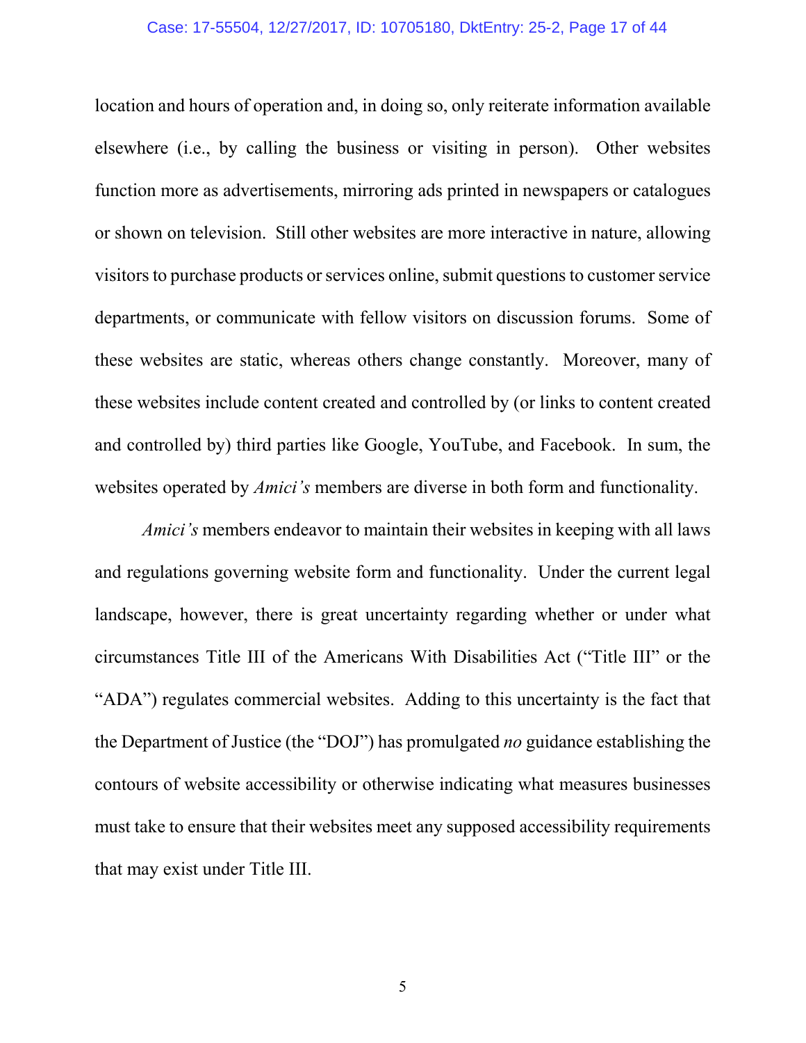location and hours of operation and, in doing so, only reiterate information available elsewhere (i.e., by calling the business or visiting in person). Other websites function more as advertisements, mirroring ads printed in newspapers or catalogues or shown on television. Still other websites are more interactive in nature, allowing visitors to purchase products or services online, submit questions to customer service departments, or communicate with fellow visitors on discussion forums. Some of these websites are static, whereas others change constantly. Moreover, many of these websites include content created and controlled by (or links to content created and controlled by) third parties like Google, YouTube, and Facebook. In sum, the websites operated by *Amici's* members are diverse in both form and functionality.

*Amici's* members endeavor to maintain their websites in keeping with all laws and regulations governing website form and functionality. Under the current legal landscape, however, there is great uncertainty regarding whether or under what circumstances Title III of the Americans With Disabilities Act ("Title III" or the "ADA") regulates commercial websites. Adding to this uncertainty is the fact that the Department of Justice (the "DOJ") has promulgated *no* guidance establishing the contours of website accessibility or otherwise indicating what measures businesses must take to ensure that their websites meet any supposed accessibility requirements that may exist under Title III.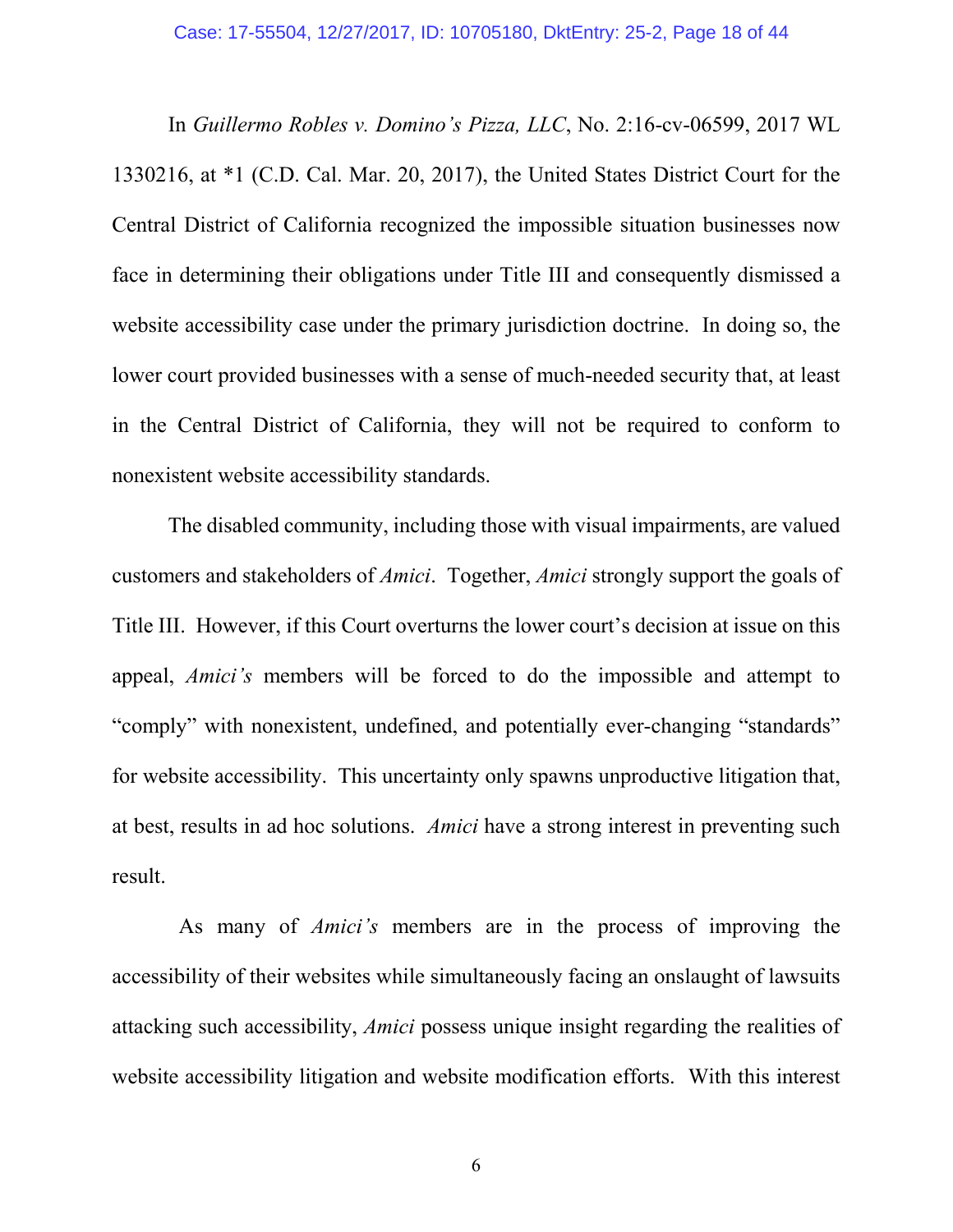In *Guillermo Robles v. Domino's Pizza, LLC*, No. 2:16-cv-06599, 2017 WL 1330216, at *1 (C.D. Cal. Mar. 20, 2017), the United States District Court for the Central District of California recognized the impossible situation businesses now face in determining their obligations under Title III and consequently dismissed a website accessibility case under the primary jurisdiction doctrine. In doing so, the lower court provided businesses with a sense of much-needed security that, at least in the Central District of California, they will not be required to conform to nonexistent website accessibility standards.

The disabled community, including those with visual impairments, are valued customers and stakeholders of *Amici*. Together, *Amici* strongly support the goals of Title III. However, if this Court overturns the lower court's decision at issue on this appeal, *Amici's* members will be forced to do the impossible and attempt to "comply" with nonexistent, undefined, and potentially ever-changing "standards" for website accessibility. This uncertainty only spawns unproductive litigation that, at best, results in ad hoc solutions. *Amici* have a strong interest in preventing such result.

As many of *Amici's* members are in the process of improving the accessibility of their websites while simultaneously facing an onslaught of lawsuits attacking such accessibility, *Amici* possess unique insight regarding the realities of website accessibility litigation and website modification efforts. With this interest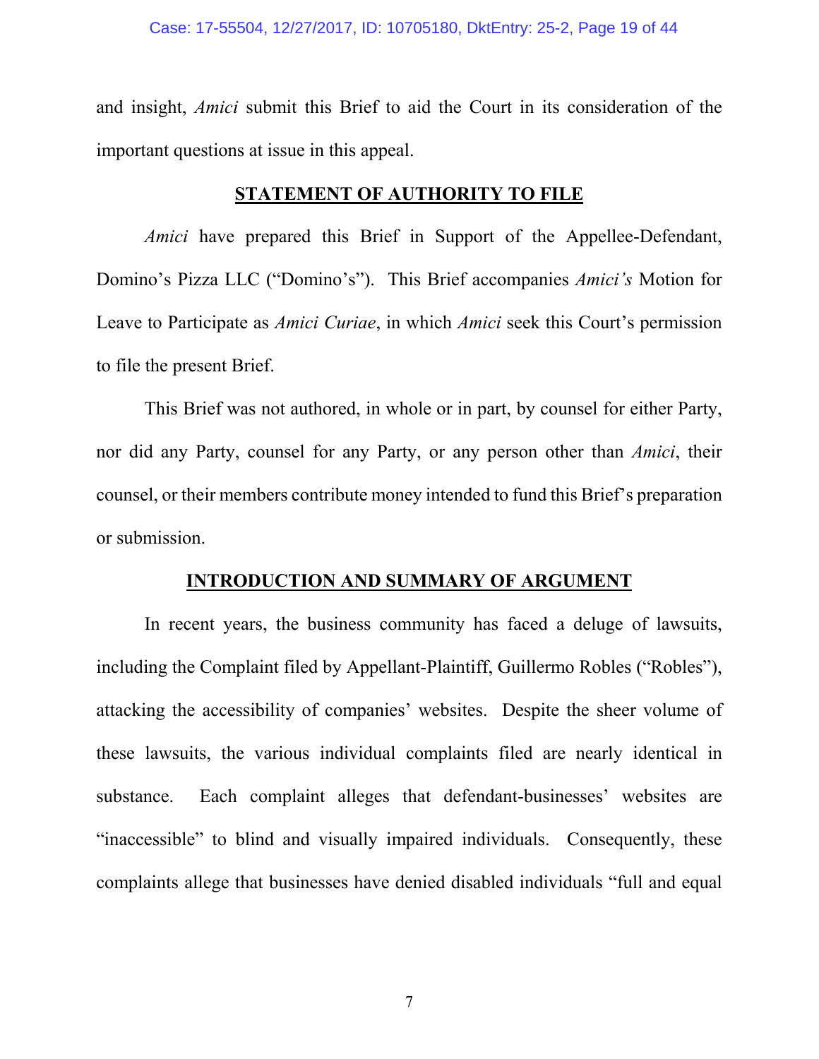and insight, *Amici* submit this Brief to aid the Court in its consideration of the important questions at issue in this appeal.

## STATEMENT OF AUTHORITY TO FILE

*Amici* have prepared this Brief in Support of the Appellee-Defendant, Domino's Pizza LLC ("Domino's"). This Brief accompanies *Amici's* Motion for Leave to Participate as *Amici Curiae*, in which *Amici* seek this Court's permission to file the present Brief.

This Brief was not authored, in whole or in part, by counsel for either Party, nor did any Party, counsel for any Party, or any person other than *Amici*, their counsel, or their members contribute money intended to fund this Brief's preparation or submission.

## INTRODUCTION AND SUMMARY OF ARGUMENT

In recent years, the business community has faced a deluge of lawsuits, including the Complaint filed by Appellant-Plaintiff, Guillermo Robles ("Robles"), attacking the accessibility of companies' websites. Despite the sheer volume of these lawsuits, the various individual complaints filed are nearly identical in substance. Each complaint alleges that defendant-businesses' websites are "inaccessible" to blind and visually impaired individuals. Consequently, these complaints allege that businesses have denied disabled individuals "full and equal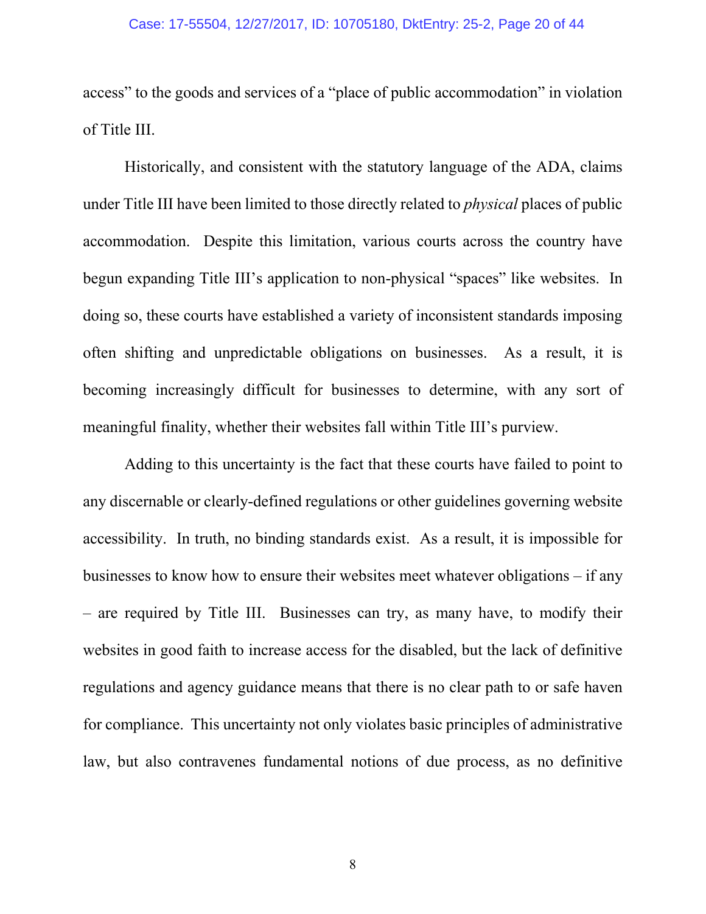access" to the goods and services of a "place of public accommodation" in violation of Title III.

Historically, and consistent with the statutory language of the ADA, claims under Title III have been limited to those directly related to *physical* places of public accommodation. Despite this limitation, various courts across the country have begun expanding Title III's application to non-physical "spaces" like websites. In doing so, these courts have established a variety of inconsistent standards imposing often shifting and unpredictable obligations on businesses. As a result, it is becoming increasingly difficult for businesses to determine, with any sort of meaningful finality, whether their websites fall within Title III's purview.

Adding to this uncertainty is the fact that these courts have failed to point to any discernable or clearly-defined regulations or other guidelines governing website accessibility. In truth, no binding standards exist. As a result, it is impossible for businesses to know how to ensure their websites meet whatever obligations – if any – are required by Title III. Businesses can try, as many have, to modify their websites in good faith to increase access for the disabled, but the lack of definitive regulations and agency guidance means that there is no clear path to or safe haven for compliance. This uncertainty not only violates basic principles of administrative law, but also contravenes fundamental notions of due process, as no definitive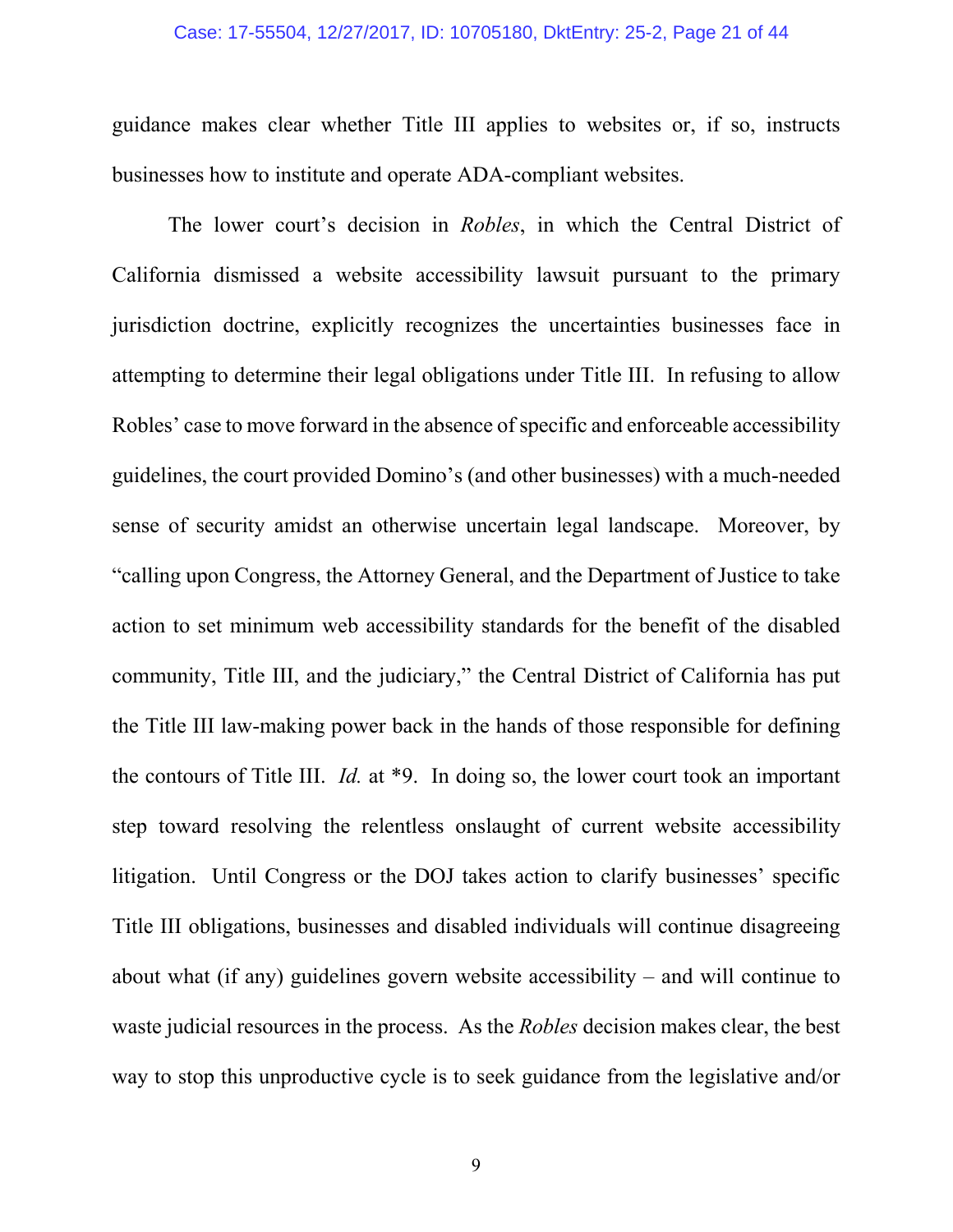guidance makes clear whether Title III applies to websites or, if so, instructs businesses how to institute and operate ADA-compliant websites.

The lower court's decision in *Robles*, in which the Central District of California dismissed a website accessibility lawsuit pursuant to the primary jurisdiction doctrine, explicitly recognizes the uncertainties businesses face in attempting to determine their legal obligations under Title III. In refusing to allow Robles' case to move forward in the absence of specific and enforceable accessibility guidelines, the court provided Domino's (and other businesses) with a much-needed sense of security amidst an otherwise uncertain legal landscape. Moreover, by "calling upon Congress, the Attorney General, and the Department of Justice to take action to set minimum web accessibility standards for the benefit of the disabled community, Title III, and the judiciary," the Central District of California has put the Title III law-making power back in the hands of those responsible for defining the contours of Title III. *Id.* at *9. In doing so, the lower court took an important step toward resolving the relentless onslaught of current website accessibility litigation. Until Congress or the DOJ takes action to clarify businesses' specific Title III obligations, businesses and disabled individuals will continue disagreeing about what (if any) guidelines govern website accessibility – and will continue to waste judicial resources in the process. As the *Robles* decision makes clear, the best way to stop this unproductive cycle is to seek guidance from the legislative and/or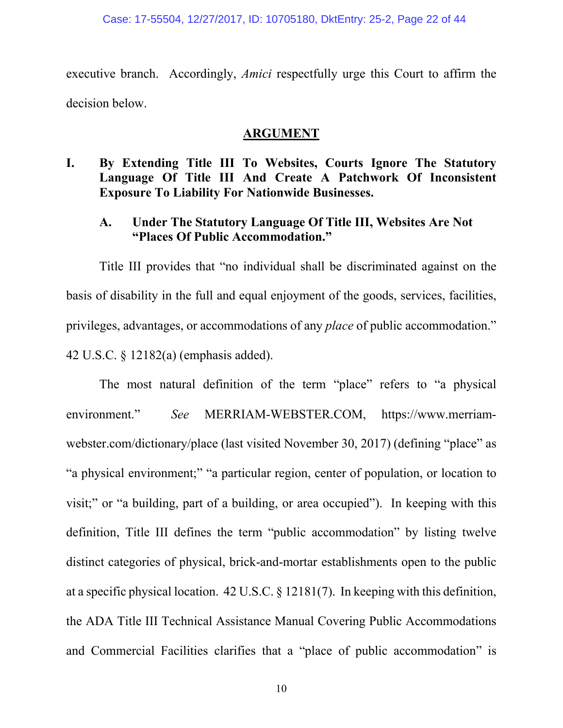executive branch. Accordingly, *Amici* respectfully urge this Court to affirm the decision below.

## ARGUMENT

### I. By Extending Title III To Websites, Courts Ignore The Statutory Language Of Title III And Create A Patchwork Of Inconsistent Exposure To Liability For Nationwide Businesses.

#### A. Under The Statutory Language Of Title III, Websites Are Not "Places Of Public Accommodation."

Title III provides that "no individual shall be discriminated against on the basis of disability in the full and equal enjoyment of the goods, services, facilities, privileges, advantages, or accommodations of any *place* of public accommodation." 42 U.S.C. § 12182(a) (emphasis added).

The most natural definition of the term "place" refers to "a physical environment." *See* MERRIAM-WEBSTER.COM, https://www.merriam-webster.com/dictionary/place (last visited November 30, 2017) (defining "place" as "a physical environment;" "a particular region, center of population, or location to visit;" or "a building, part of a building, or area occupied"). In keeping with this definition, Title III defines the term "public accommodation" by listing twelve distinct categories of physical, brick-and-mortar establishments open to the public at a specific physical location. 42 U.S.C. § 12181(7). In keeping with this definition, the ADA Title III Technical Assistance Manual Covering Public Accommodations and Commercial Facilities clarifies that a "place of public accommodation" is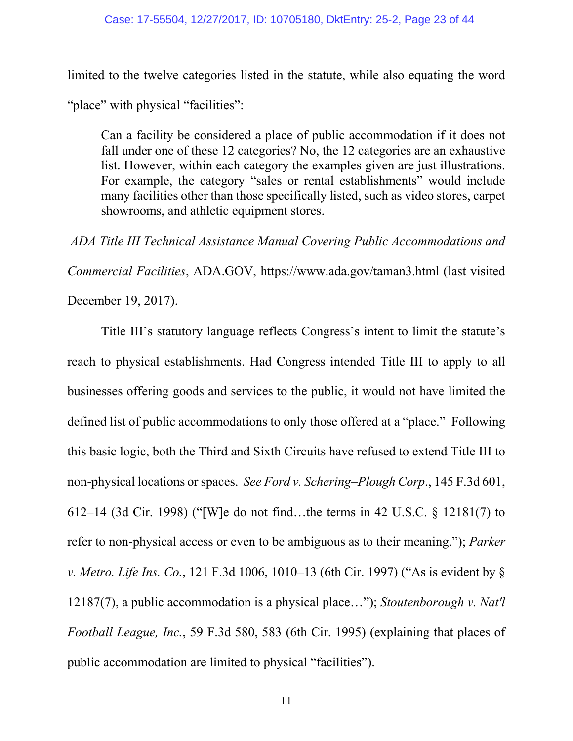limited to the twelve categories listed in the statute, while also equating the word "place" with physical "facilities":

> Can a facility be considered a place of public accommodation if it does not fall under one of these 12 categories? No, the 12 categories are an exhaustive list. However, within each category the examples given are just illustrations. For example, the category "sales or rental establishments" would include many facilities other than those specifically listed, such as video stores, carpet showrooms, and athletic equipment stores.

*ADA Title III Technical Assistance Manual Covering Public Accommodations and Commercial Facilities*, ADA.GOV, https://www.ada.gov/taman3.html (last visited December 19, 2017).

Title III's statutory language reflects Congress's intent to limit the statute's reach to physical establishments. Had Congress intended Title III to apply to all businesses offering goods and services to the public, it would not have limited the defined list of public accommodations to only those offered at a "place." Following this basic logic, both the Third and Sixth Circuits have refused to extend Title III to non-physical locations or spaces. *See Ford v. Schering–Plough Corp*., 145 F.3d 601, 612–14 (3d Cir. 1998) ("[W]e do not find…the terms in 42 U.S.C. § 12181(7) to refer to non-physical access or even to be ambiguous as to their meaning."); *Parker v. Metro. Life Ins. Co.*, 121 F.3d 1006, 1010–13 (6th Cir. 1997) ("As is evident by § 12187(7), a public accommodation is a physical place…"); *Stoutenborough v. Nat'l Football League, Inc.*, 59 F.3d 580, 583 (6th Cir. 1995) (explaining that places of public accommodation are limited to physical "facilities").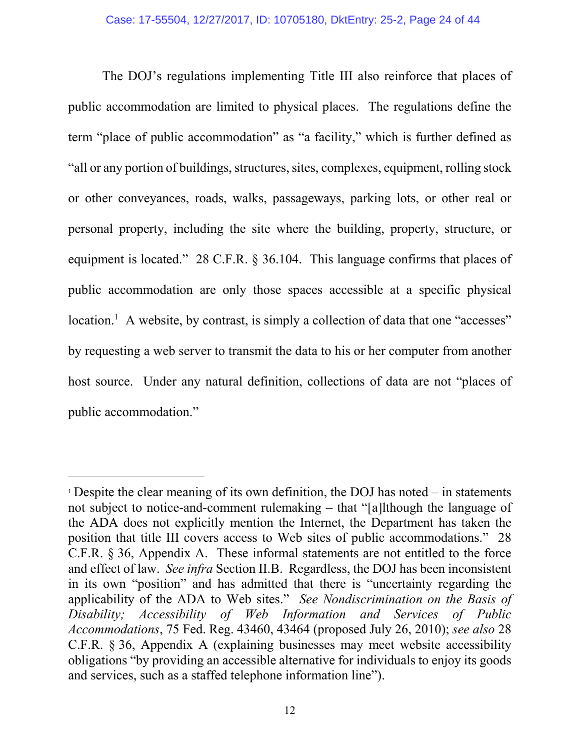The DOJ's regulations implementing Title III also reinforce that places of public accommodation are limited to physical places. The regulations define the term "place of public accommodation" as "a facility," which is further defined as "all or any portion of buildings, structures, sites, complexes, equipment, rolling stock or other conveyances, roads, walks, passageways, parking lots, or other real or personal property, including the site where the building, property, structure, or equipment is located." 28 C.F.R. § 36.104. This language confirms that places of public accommodation are only those spaces accessible at a specific physical location.[1] A website, by contrast, is simply a collection of data that one "accesses" by requesting a web server to transmit the data to his or her computer from another host source. Under any natural definition, collections of data are not "places of public accommodation."

---

[1] Despite the clear meaning of its own definition, the DOJ has noted – in statements not subject to notice-and-comment rulemaking – that "[a]lthough the language of the ADA does not explicitly mention the Internet, the Department has taken the position that title III covers access to Web sites of public accommodations." 28 C.F.R. § 36, Appendix A. These informal statements are not entitled to the force and effect of law. *See infra* Section II.B. Regardless, the DOJ has been inconsistent in its own "position" and has admitted that there is "uncertainty regarding the applicability of the ADA to Web sites." *See Nondiscrimination on the Basis of Disability; Accessibility of Web Information and Services of Public Accommodations*, 75 Fed. Reg. 43460, 43464 (proposed July 26, 2010); *see also* 28 C.F.R. § 36, Appendix A (explaining businesses may meet website accessibility obligations "by providing an accessible alternative for individuals to enjoy its goods and services, such as a staffed telephone information line").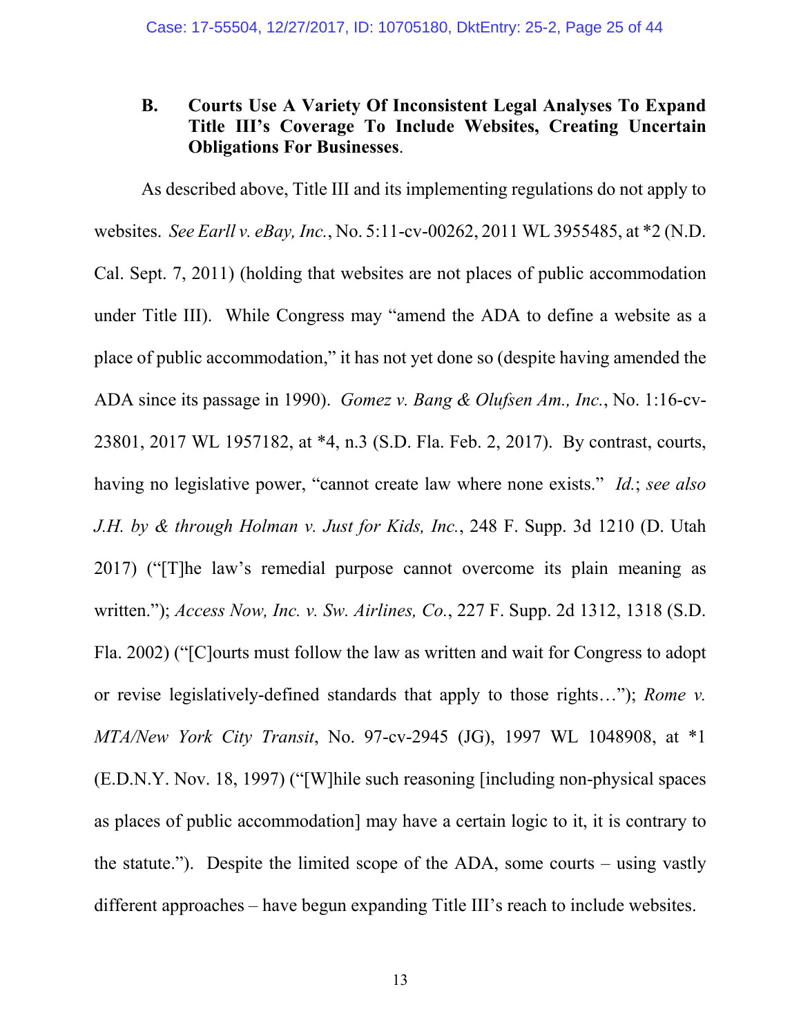### B. Courts Use A Variety Of Inconsistent Legal Analyses To Expand Title III's Coverage To Include Websites, Creating Uncertain Obligations For Businesses.

As described above, Title III and its implementing regulations do not apply to websites. *See Earll v. eBay, Inc.*, No. 5:11-cv-00262, 2011 WL 3955485, at *2 (N.D. Cal. Sept. 7, 2011) (holding that websites are not places of public accommodation under Title III). While Congress may "amend the ADA to define a website as a place of public accommodation," it has not yet done so (despite having amended the ADA since its passage in 1990). *Gomez v. Bang & Olufsen Am., Inc.*, No. 1:16-cv-23801, 2017 WL 1957182, at *4, n.3 (S.D. Fla. Feb. 2, 2017). By contrast, courts, having no legislative power, "cannot create law where none exists." *Id.*; *see also J.H. by & through Holman v. Just for Kids, Inc.*, 248 F. Supp. 3d 1210 (D. Utah 2017) ("[T]he law's remedial purpose cannot overcome its plain meaning as written."); *Access Now, Inc. v. Sw. Airlines, Co.*, 227 F. Supp. 2d 1312, 1318 (S.D. Fla. 2002) ("[C]ourts must follow the law as written and wait for Congress to adopt or revise legislatively-defined standards that apply to those rights…"); *Rome v. MTA/New York City Transit*, No. 97-cv-2945 (JG), 1997 WL 1048908, at *1 (E.D.N.Y. Nov. 18, 1997) ("[W]hile such reasoning [including non-physical spaces as places of public accommodation] may have a certain logic to it, it is contrary to the statute."). Despite the limited scope of the ADA, some courts – using vastly different approaches – have begun expanding Title III's reach to include websites.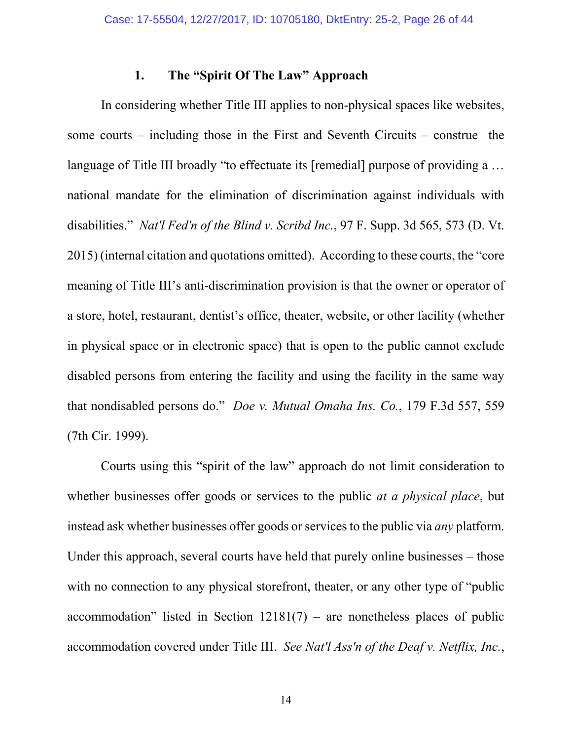### 1. The "Spirit Of The Law" Approach

In considering whether Title III applies to non-physical spaces like websites, some courts – including those in the First and Seventh Circuits – construe the language of Title III broadly "to effectuate its [remedial] purpose of providing a … national mandate for the elimination of discrimination against individuals with disabilities." *Nat'l Fed'n of the Blind v. Scribd Inc.*, 97 F. Supp. 3d 565, 573 (D. Vt. 2015) (internal citation and quotations omitted). According to these courts, the "core meaning of Title III's anti-discrimination provision is that the owner or operator of a store, hotel, restaurant, dentist's office, theater, website, or other facility (whether in physical space or in electronic space) that is open to the public cannot exclude disabled persons from entering the facility and using the facility in the same way that nondisabled persons do." *Doe v. Mutual Omaha Ins. Co.*, 179 F.3d 557, 559 (7th Cir. 1999).

Courts using this "spirit of the law" approach do not limit consideration to whether businesses offer goods or services to the public *at a physical place*, but instead ask whether businesses offer goods or services to the public via *any* platform. Under this approach, several courts have held that purely online businesses – those with no connection to any physical storefront, theater, or any other type of "public accommodation" listed in Section 12181(7) – are nonetheless places of public accommodation covered under Title III. *See Nat'l Ass'n of the Deaf v. Netflix, Inc.*,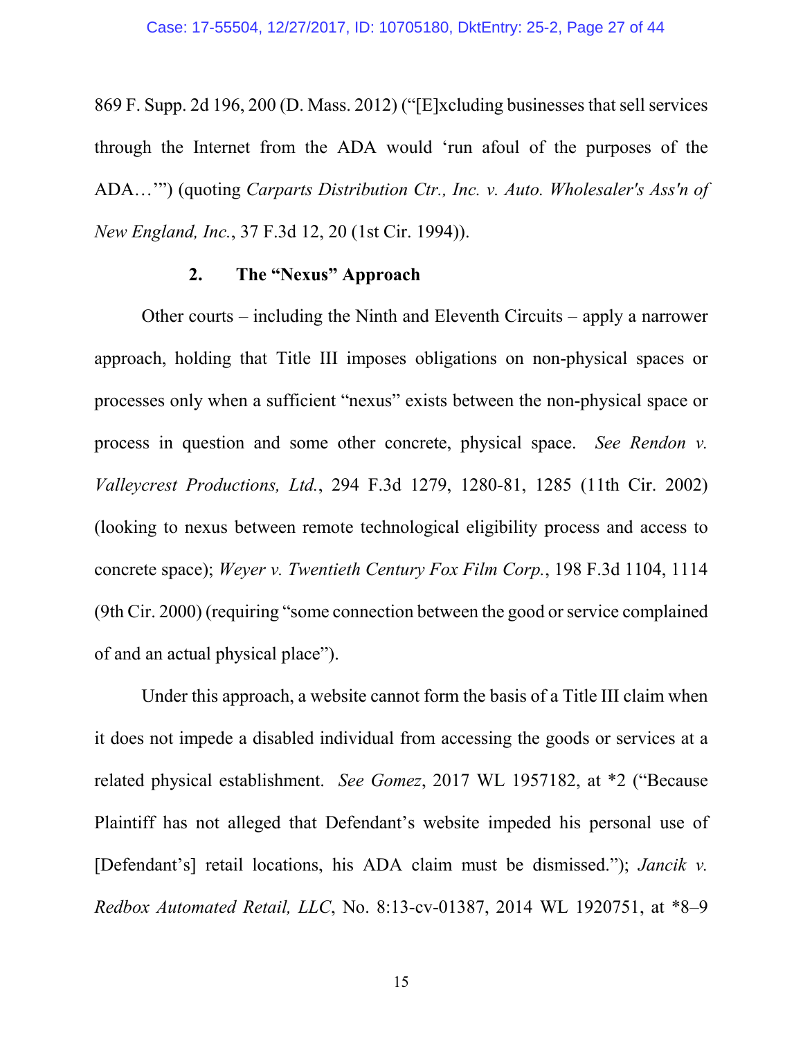869 F. Supp. 2d 196, 200 (D. Mass. 2012) ("[E]xcluding businesses that sell services through the Internet from the ADA would 'run afoul of the purposes of the ADA…'") (quoting *Carparts Distribution Ctr., Inc. v. Auto. Wholesaler's Ass'n of New England, Inc.*, 37 F.3d 12, 20 (1st Cir. 1994)).

### 2. The "Nexus" Approach

Other courts – including the Ninth and Eleventh Circuits – apply a narrower approach, holding that Title III imposes obligations on non-physical spaces or processes only when a sufficient "nexus" exists between the non-physical space or process in question and some other concrete, physical space. *See Rendon v. Valleycrest Productions, Ltd.*, 294 F.3d 1279, 1280-81, 1285 (11th Cir. 2002) (looking to nexus between remote technological eligibility process and access to concrete space); *Weyer v. Twentieth Century Fox Film Corp.*, 198 F.3d 1104, 1114 (9th Cir. 2000) (requiring "some connection between the good or service complained of and an actual physical place").

Under this approach, a website cannot form the basis of a Title III claim when it does not impede a disabled individual from accessing the goods or services at a related physical establishment. *See Gomez*, 2017 WL 1957182, at *2 ("Because Plaintiff has not alleged that Defendant's website impeded his personal use of [Defendant's] retail locations, his ADA claim must be dismissed."); *Jancik v. Redbox Automated Retail, LLC*, No. 8:13-cv-01387, 2014 WL 1920751, at *8–9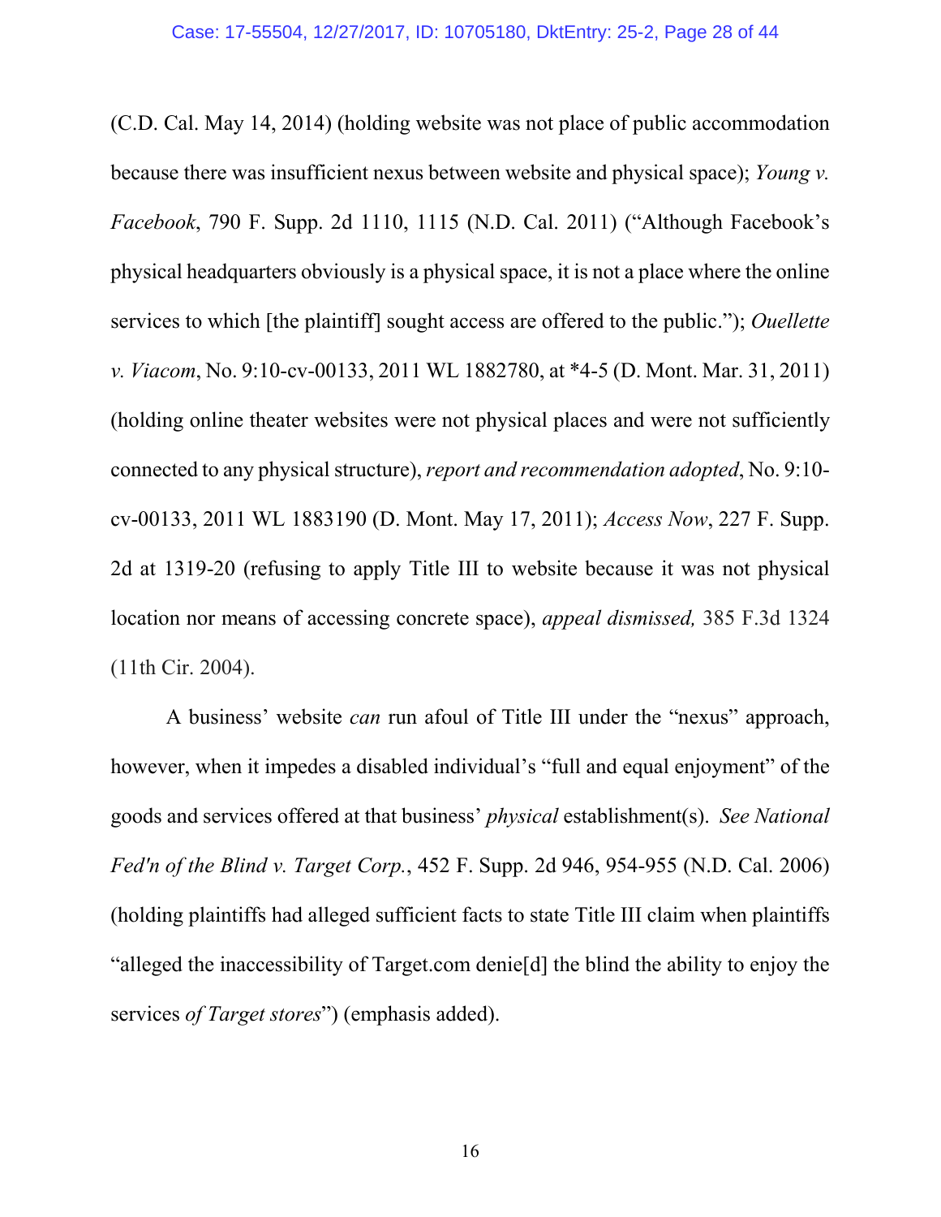(C.D. Cal. May 14, 2014) (holding website was not place of public accommodation because there was insufficient nexus between website and physical space); *Young v. Facebook*, 790 F. Supp. 2d 1110, 1115 (N.D. Cal. 2011) ("Although Facebook's physical headquarters obviously is a physical space, it is not a place where the online services to which [the plaintiff] sought access are offered to the public."); *Ouellette v. Viacom*, No. 9:10-cv-00133, 2011 WL 1882780, at *4-5 (D. Mont. Mar. 31, 2011) (holding online theater websites were not physical places and were not sufficiently connected to any physical structure), *report and recommendation adopted*, No. 9:10-cv-00133, 2011 WL 1883190 (D. Mont. May 17, 2011); *Access Now*, 227 F. Supp. 2d at 1319-20 (refusing to apply Title III to website because it was not physical location nor means of accessing concrete space), *appeal dismissed,* 385 F.3d 1324 (11th Cir. 2004).

A business' website *can* run afoul of Title III under the "nexus" approach, however, when it impedes a disabled individual's "full and equal enjoyment" of the goods and services offered at that business' *physical* establishment(s). *See National Fed'n of the Blind v. Target Corp.*, 452 F. Supp. 2d 946, 954-955 (N.D. Cal. 2006) (holding plaintiffs had alleged sufficient facts to state Title III claim when plaintiffs "alleged the inaccessibility of Target.com denie[d] the blind the ability to enjoy the services *of Target stores*") (emphasis added).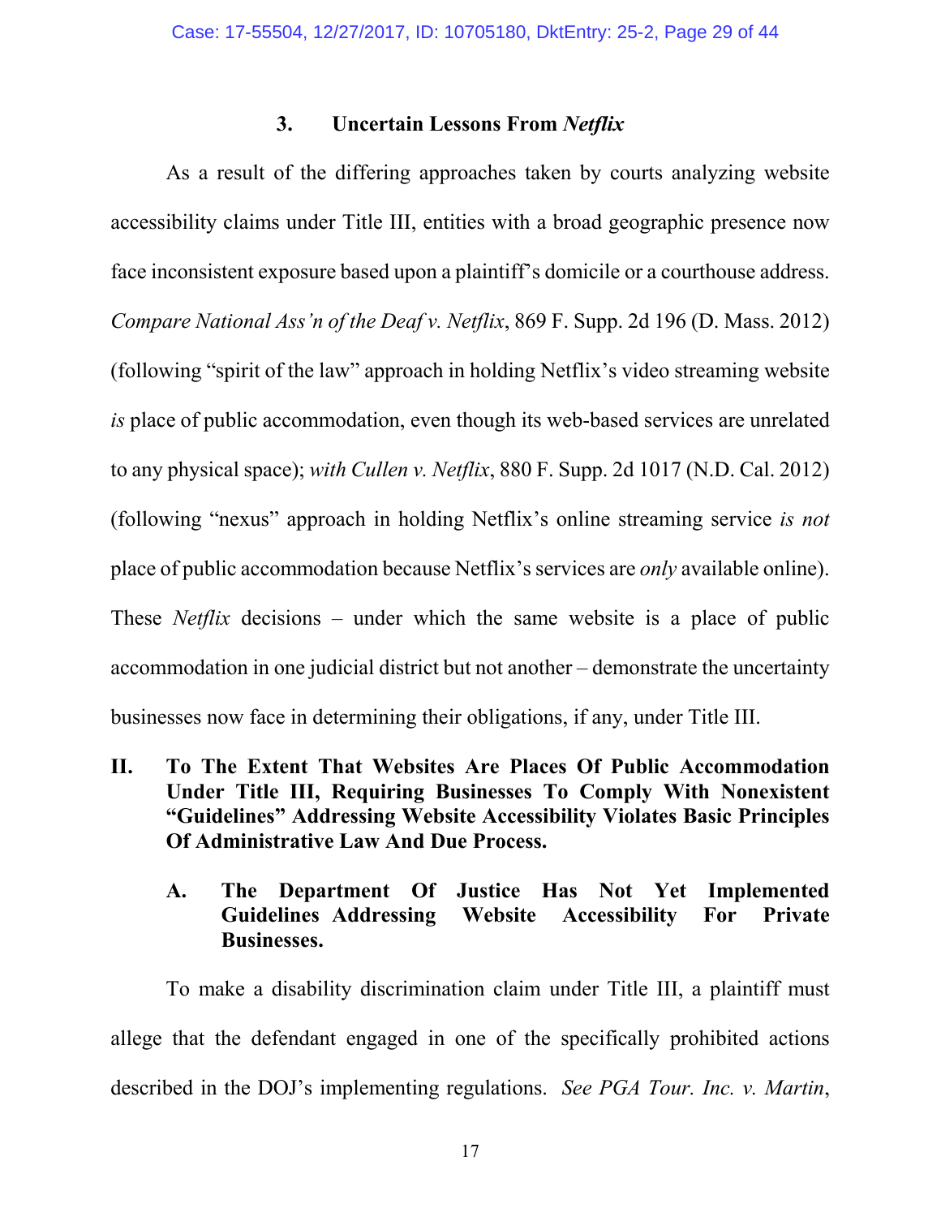### 3. Uncertain Lessons From *Netflix*

As a result of the differing approaches taken by courts analyzing website accessibility claims under Title III, entities with a broad geographic presence now face inconsistent exposure based upon a plaintiff's domicile or a courthouse address. *Compare National Ass'n of the Deaf v. Netflix*, 869 F. Supp. 2d 196 (D. Mass. 2012) (following "spirit of the law" approach in holding Netflix's video streaming website *is* place of public accommodation, even though its web-based services are unrelated to any physical space); *with Cullen v. Netflix*, 880 F. Supp. 2d 1017 (N.D. Cal. 2012) (following "nexus" approach in holding Netflix's online streaming service *is not* place of public accommodation because Netflix's services are *only* available online). These *Netflix* decisions – under which the same website is a place of public accommodation in one judicial district but not another – demonstrate the uncertainty businesses now face in determining their obligations, if any, under Title III.

## II. To The Extent That Websites Are Places Of Public Accommodation Under Title III, Requiring Businesses To Comply With Nonexistent "Guidelines" Addressing Website Accessibility Violates Basic Principles Of Administrative Law And Due Process.

### A. The Department Of Justice Has Not Yet Implemented Guidelines Addressing Website Accessibility For Private Businesses.

To make a disability discrimination claim under Title III, a plaintiff must allege that the defendant engaged in one of the specifically prohibited actions described in the DOJ's implementing regulations. *See PGA Tour. Inc. v. Martin*,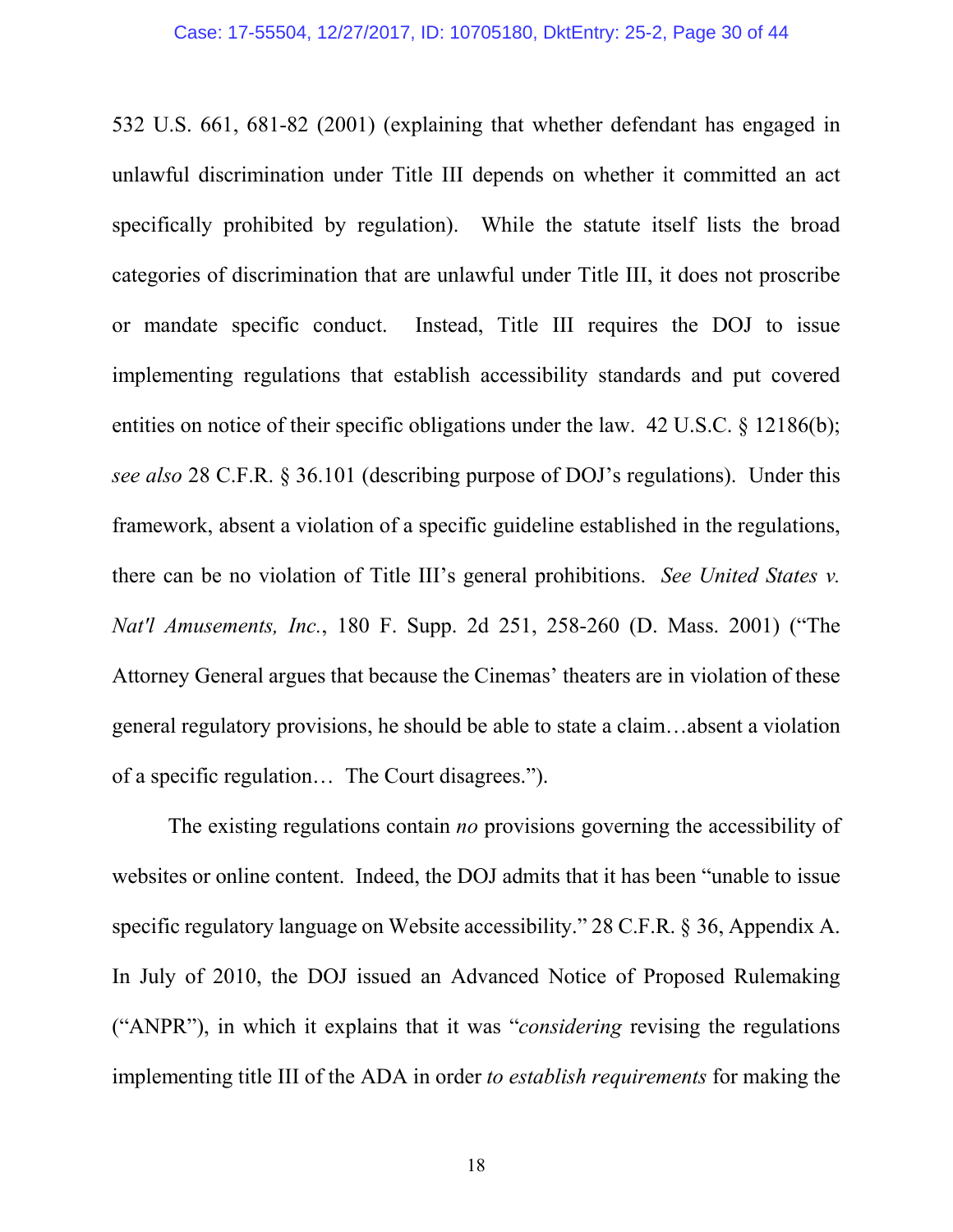532 U.S. 661, 681-82 (2001) (explaining that whether defendant has engaged in unlawful discrimination under Title III depends on whether it committed an act specifically prohibited by regulation). While the statute itself lists the broad categories of discrimination that are unlawful under Title III, it does not proscribe or mandate specific conduct. Instead, Title III requires the DOJ to issue implementing regulations that establish accessibility standards and put covered entities on notice of their specific obligations under the law. 42 U.S.C. § 12186(b); *see also* 28 C.F.R. § 36.101 (describing purpose of DOJ's regulations). Under this framework, absent a violation of a specific guideline established in the regulations, there can be no violation of Title III's general prohibitions. *See United States v. Nat'l Amusements, Inc.*, 180 F. Supp. 2d 251, 258-260 (D. Mass. 2001) ("The Attorney General argues that because the Cinemas' theaters are in violation of these general regulatory provisions, he should be able to state a claim…absent a violation of a specific regulation… The Court disagrees.").

The existing regulations contain *no* provisions governing the accessibility of websites or online content. Indeed, the DOJ admits that it has been "unable to issue specific regulatory language on Website accessibility." 28 C.F.R. § 36, Appendix A. In July of 2010, the DOJ issued an Advanced Notice of Proposed Rulemaking ("ANPR"), in which it explains that it was "*considering* revising the regulations implementing title III of the ADA in order *to establish requirements* for making the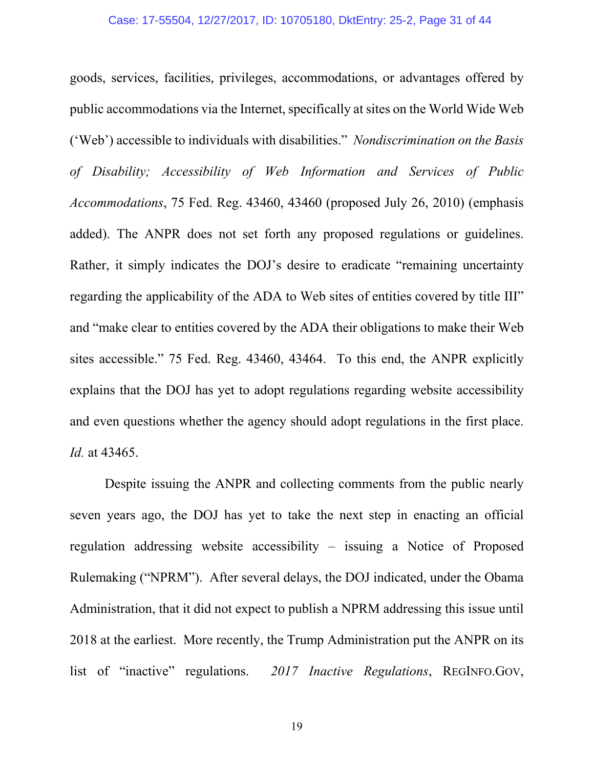goods, services, facilities, privileges, accommodations, or advantages offered by public accommodations via the Internet, specifically at sites on the World Wide Web ('Web') accessible to individuals with disabilities." *Nondiscrimination on the Basis of Disability; Accessibility of Web Information and Services of Public Accommodations*, 75 Fed. Reg. 43460, 43460 (proposed July 26, 2010) (emphasis added). The ANPR does not set forth any proposed regulations or guidelines. Rather, it simply indicates the DOJ's desire to eradicate "remaining uncertainty regarding the applicability of the ADA to Web sites of entities covered by title III" and "make clear to entities covered by the ADA their obligations to make their Web sites accessible." 75 Fed. Reg. 43460, 43464. To this end, the ANPR explicitly explains that the DOJ has yet to adopt regulations regarding website accessibility and even questions whether the agency should adopt regulations in the first place. *Id.* at 43465.

Despite issuing the ANPR and collecting comments from the public nearly seven years ago, the DOJ has yet to take the next step in enacting an official regulation addressing website accessibility – issuing a Notice of Proposed Rulemaking ("NPRM"). After several delays, the DOJ indicated, under the Obama Administration, that it did not expect to publish a NPRM addressing this issue until 2018 at the earliest. More recently, the Trump Administration put the ANPR on its list of "inactive" regulations. *2017 Inactive Regulations*, REGINFO.GOV,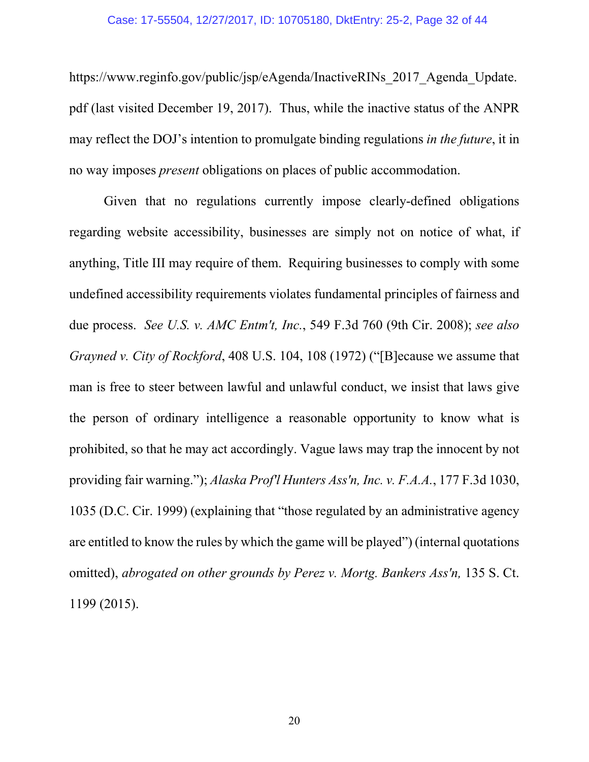https://www.reginfo.gov/public/jsp/eAgenda/InactiveRINs_2017_Agenda_Update.pdf (last visited December 19, 2017). Thus, while the inactive status of the ANPR may reflect the DOJ's intention to promulgate binding regulations *in the future*, it in no way imposes *present* obligations on places of public accommodation.

Given that no regulations currently impose clearly-defined obligations regarding website accessibility, businesses are simply not on notice of what, if anything, Title III may require of them. Requiring businesses to comply with some undefined accessibility requirements violates fundamental principles of fairness and due process. *See U.S. v. AMC Entm't, Inc.*, 549 F.3d 760 (9th Cir. 2008); *see also Grayned v. City of Rockford*, 408 U.S. 104, 108 (1972) ("[B]ecause we assume that man is free to steer between lawful and unlawful conduct, we insist that laws give the person of ordinary intelligence a reasonable opportunity to know what is prohibited, so that he may act accordingly. Vague laws may trap the innocent by not providing fair warning."); *Alaska Prof'l Hunters Ass'n, Inc. v. F.A.A.*, 177 F.3d 1030, 1035 (D.C. Cir. 1999) (explaining that "those regulated by an administrative agency are entitled to know the rules by which the game will be played") (internal quotations omitted), *abrogated on other grounds by Perez v. Mortg. Bankers Ass'n,* 135 S. Ct. 1199 (2015).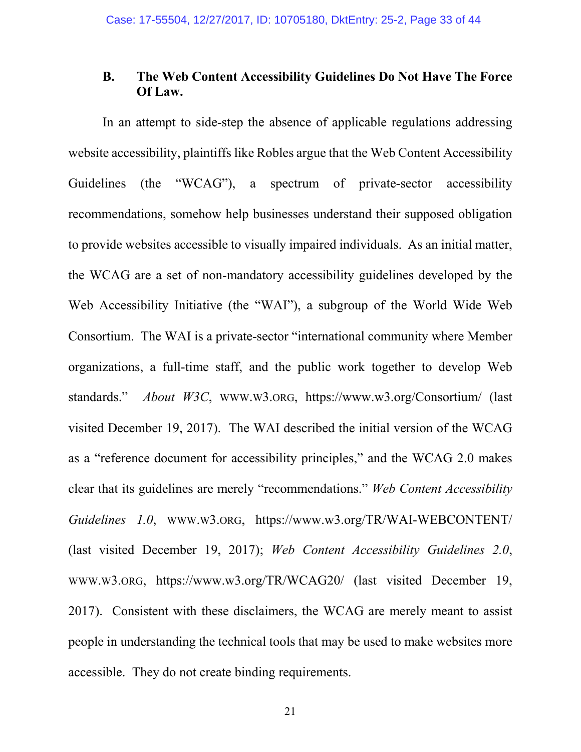### B. The Web Content Accessibility Guidelines Do Not Have The Force Of Law.

In an attempt to side-step the absence of applicable regulations addressing website accessibility, plaintiffs like Robles argue that the Web Content Accessibility Guidelines (the "WCAG"), a spectrum of private-sector accessibility recommendations, somehow help businesses understand their supposed obligation to provide websites accessible to visually impaired individuals. As an initial matter, the WCAG are a set of non-mandatory accessibility guidelines developed by the Web Accessibility Initiative (the "WAI"), a subgroup of the World Wide Web Consortium. The WAI is a private-sector "international community where Member organizations, a full-time staff, and the public work together to develop Web standards." *About W3C*, WWW.W3.ORG, https://www.w3.org/Consortium/ (last visited December 19, 2017). The WAI described the initial version of the WCAG as a "reference document for accessibility principles," and the WCAG 2.0 makes clear that its guidelines are merely "recommendations." *Web Content Accessibility Guidelines 1.0*, WWW.W3.ORG, https://www.w3.org/TR/WAI-WEBCONTENT/ (last visited December 19, 2017); *Web Content Accessibility Guidelines 2.0*, WWW.W3.ORG, https://www.w3.org/TR/WCAG20/ (last visited December 19, 2017). Consistent with these disclaimers, the WCAG are merely meant to assist people in understanding the technical tools that may be used to make websites more accessible. They do not create binding requirements.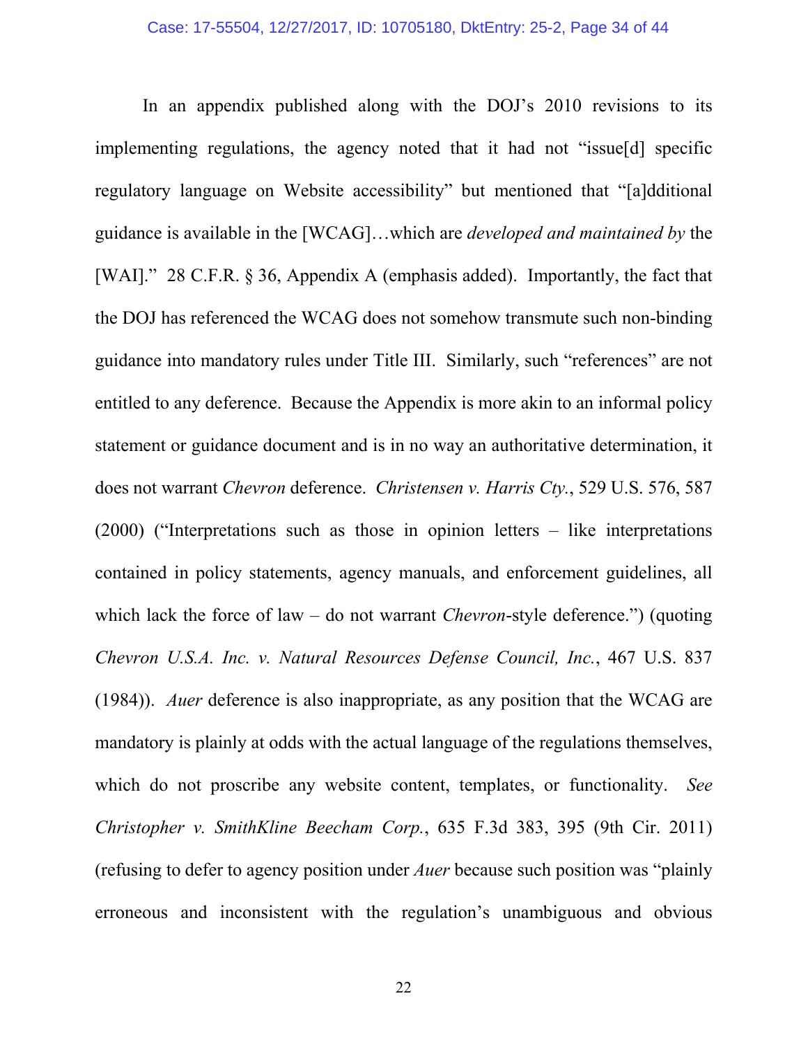In an appendix published along with the DOJ's 2010 revisions to its implementing regulations, the agency noted that it had not "issue[d] specific regulatory language on Website accessibility" but mentioned that "[a]dditional guidance is available in the [WCAG]…which are *developed and maintained by* the [WAI]." 28 C.F.R. § 36, Appendix A (emphasis added). Importantly, the fact that the DOJ has referenced the WCAG does not somehow transmute such non-binding guidance into mandatory rules under Title III. Similarly, such "references" are not entitled to any deference. Because the Appendix is more akin to an informal policy statement or guidance document and is in no way an authoritative determination, it does not warrant *Chevron* deference. *Christensen v. Harris Cty.*, 529 U.S. 576, 587 (2000) ("Interpretations such as those in opinion letters – like interpretations contained in policy statements, agency manuals, and enforcement guidelines, all which lack the force of law – do not warrant *Chevron*-style deference.") (quoting *Chevron U.S.A. Inc. v. Natural Resources Defense Council, Inc.*, 467 U.S. 837 (1984)). *Auer* deference is also inappropriate, as any position that the WCAG are mandatory is plainly at odds with the actual language of the regulations themselves, which do not proscribe any website content, templates, or functionality. *See Christopher v. SmithKline Beecham Corp.*, 635 F.3d 383, 395 (9th Cir. 2011) (refusing to defer to agency position under *Auer* because such position was "plainly erroneous and inconsistent with the regulation's unambiguous and obvious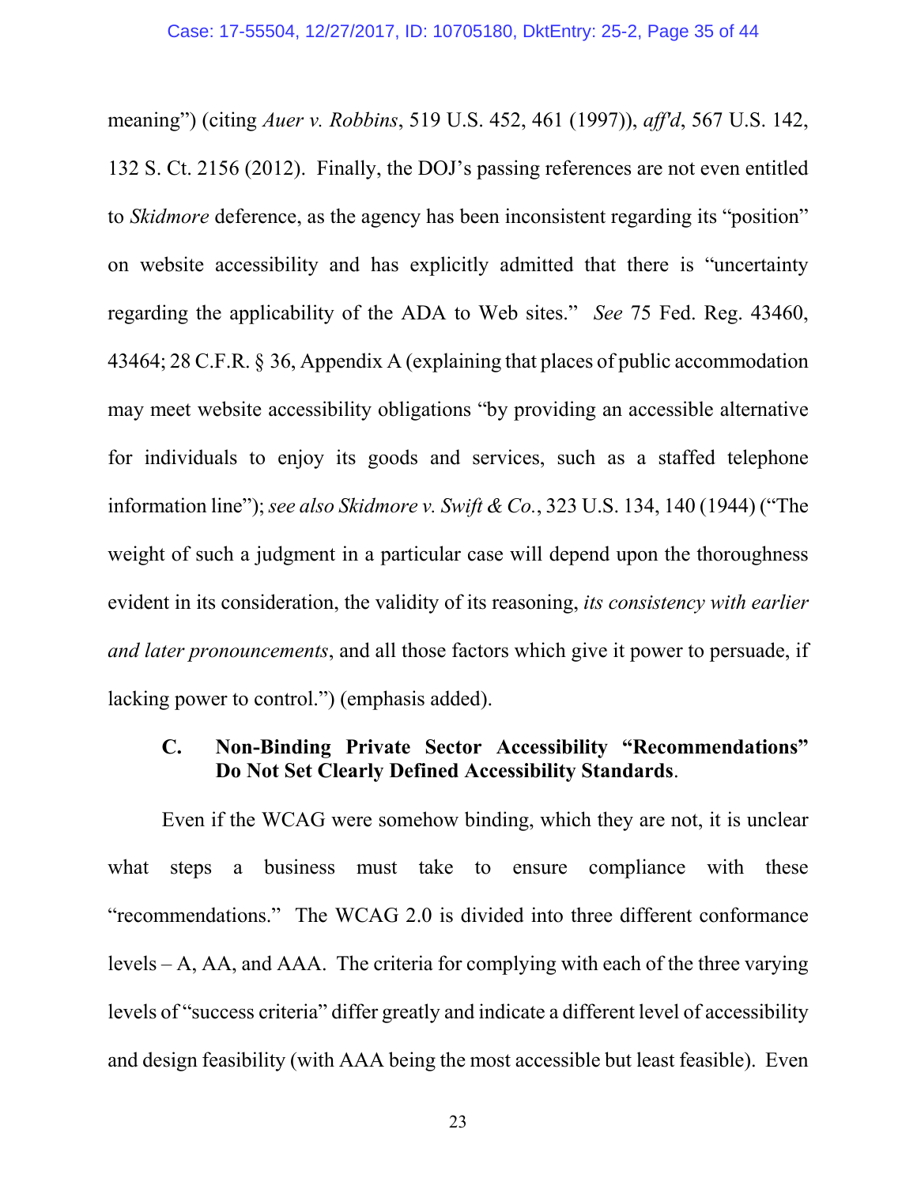meaning") (citing *Auer v. Robbins*, 519 U.S. 452, 461 (1997)), *aff'd*, 567 U.S. 142, 132 S. Ct. 2156 (2012). Finally, the DOJ's passing references are not even entitled to *Skidmore* deference, as the agency has been inconsistent regarding its "position" on website accessibility and has explicitly admitted that there is "uncertainty regarding the applicability of the ADA to Web sites." *See* 75 Fed. Reg. 43460, 43464; 28 C.F.R. § 36, Appendix A (explaining that places of public accommodation may meet website accessibility obligations "by providing an accessible alternative for individuals to enjoy its goods and services, such as a staffed telephone information line"); *see also Skidmore v. Swift & Co.*, 323 U.S. 134, 140 (1944) ("The weight of such a judgment in a particular case will depend upon the thoroughness evident in its consideration, the validity of its reasoning, *its consistency with earlier and later pronouncements*, and all those factors which give it power to persuade, if lacking power to control.") (emphasis added).

### C. Non-Binding Private Sector Accessibility "Recommendations" Do Not Set Clearly Defined Accessibility Standards.

Even if the WCAG were somehow binding, which they are not, it is unclear what steps a business must take to ensure compliance with these "recommendations." The WCAG 2.0 is divided into three different conformance levels – A, AA, and AAA. The criteria for complying with each of the three varying levels of "success criteria" differ greatly and indicate a different level of accessibility and design feasibility (with AAA being the most accessible but least feasible). Even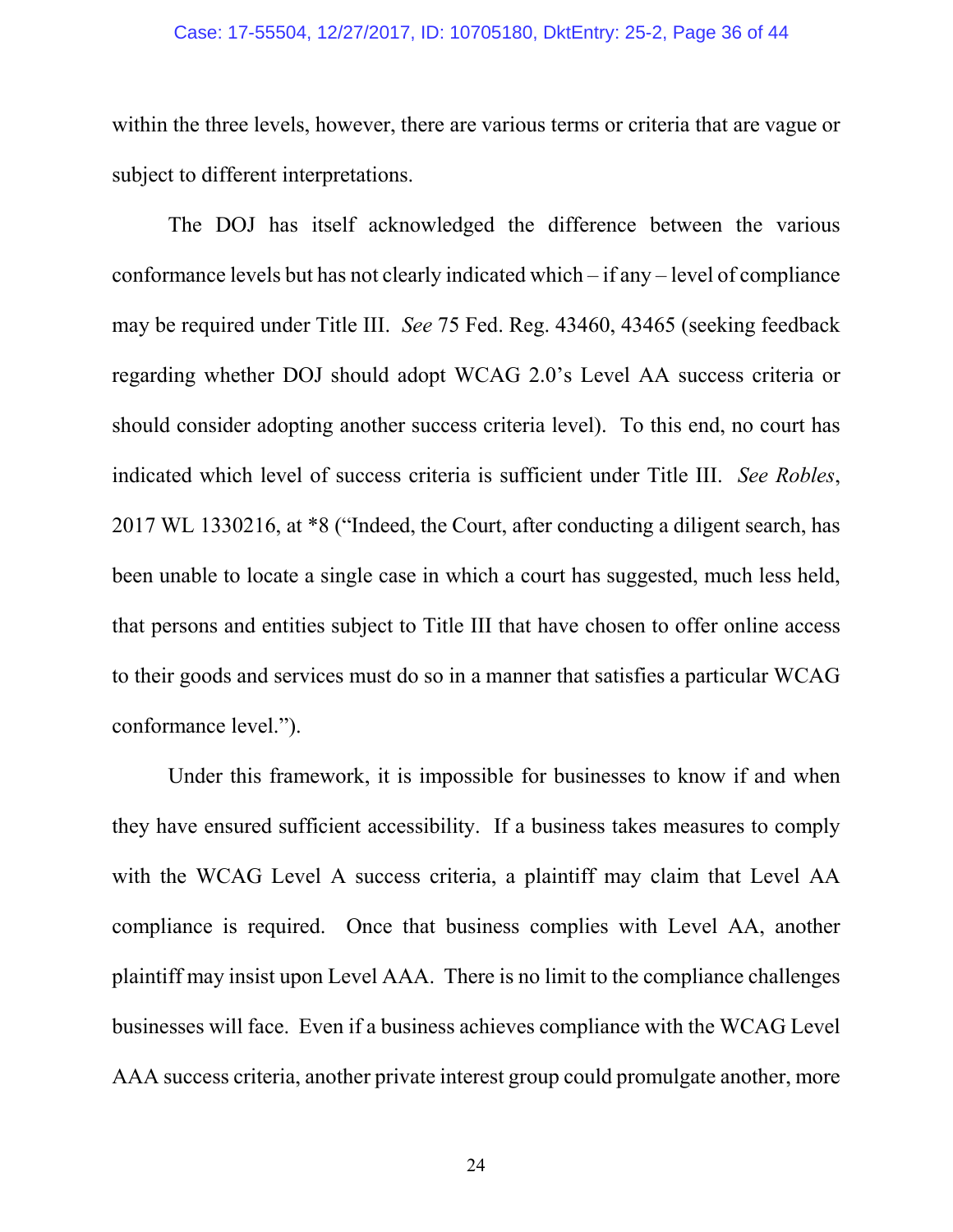within the three levels, however, there are various terms or criteria that are vague or subject to different interpretations.

The DOJ has itself acknowledged the difference between the various conformance levels but has not clearly indicated which – if any – level of compliance may be required under Title III. *See* 75 Fed. Reg. 43460, 43465 (seeking feedback regarding whether DOJ should adopt WCAG 2.0's Level AA success criteria or should consider adopting another success criteria level). To this end, no court has indicated which level of success criteria is sufficient under Title III. *See Robles*, 2017 WL 1330216, at *8 ("Indeed, the Court, after conducting a diligent search, has been unable to locate a single case in which a court has suggested, much less held, that persons and entities subject to Title III that have chosen to offer online access to their goods and services must do so in a manner that satisfies a particular WCAG conformance level.").

Under this framework, it is impossible for businesses to know if and when they have ensured sufficient accessibility. If a business takes measures to comply with the WCAG Level A success criteria, a plaintiff may claim that Level AA compliance is required. Once that business complies with Level AA, another plaintiff may insist upon Level AAA. There is no limit to the compliance challenges businesses will face. Even if a business achieves compliance with the WCAG Level AAA success criteria, another private interest group could promulgate another, more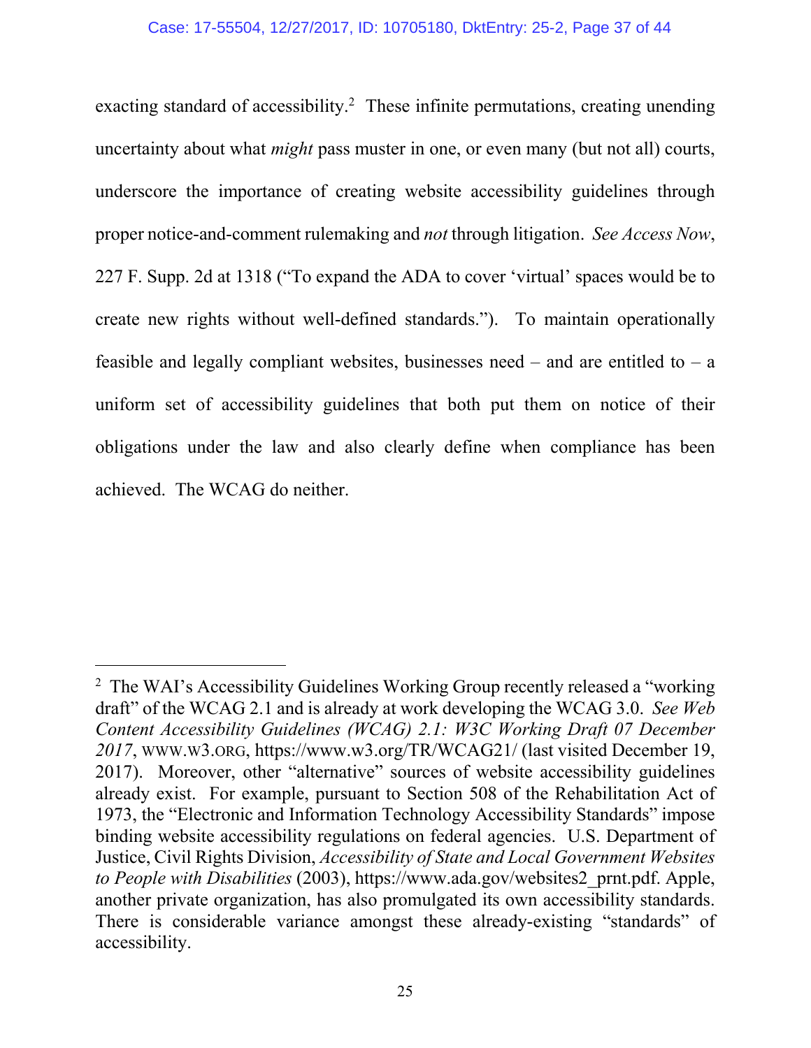exacting standard of accessibility.[2] These infinite permutations, creating unending uncertainty about what *might* pass muster in one, or even many (but not all) courts, underscore the importance of creating website accessibility guidelines through proper notice-and-comment rulemaking and *not* through litigation. *See Access Now*, 227 F. Supp. 2d at 1318 ("To expand the ADA to cover 'virtual' spaces would be to create new rights without well-defined standards."). To maintain operationally feasible and legally compliant websites, businesses need – and are entitled to – a uniform set of accessibility guidelines that both put them on notice of their obligations under the law and also clearly define when compliance has been achieved. The WCAG do neither.

---

[2] The WAI's Accessibility Guidelines Working Group recently released a "working draft" of the WCAG 2.1 and is already at work developing the WCAG 3.0. *See Web Content Accessibility Guidelines (WCAG) 2.1: W3C Working Draft 07 December 2017*, WWW.W3.ORG, https://www.w3.org/TR/WCAG21/ (last visited December 19, 2017). Moreover, other "alternative" sources of website accessibility guidelines already exist. For example, pursuant to Section 508 of the Rehabilitation Act of 1973, the "Electronic and Information Technology Accessibility Standards" impose binding website accessibility regulations on federal agencies. U.S. Department of Justice, Civil Rights Division, *Accessibility of State and Local Government Websites to People with Disabilities* (2003), https://www.ada.gov/websites2_prnt.pdf. Apple, another private organization, has also promulgated its own accessibility standards. There is considerable variance amongst these already-existing "standards" of accessibility.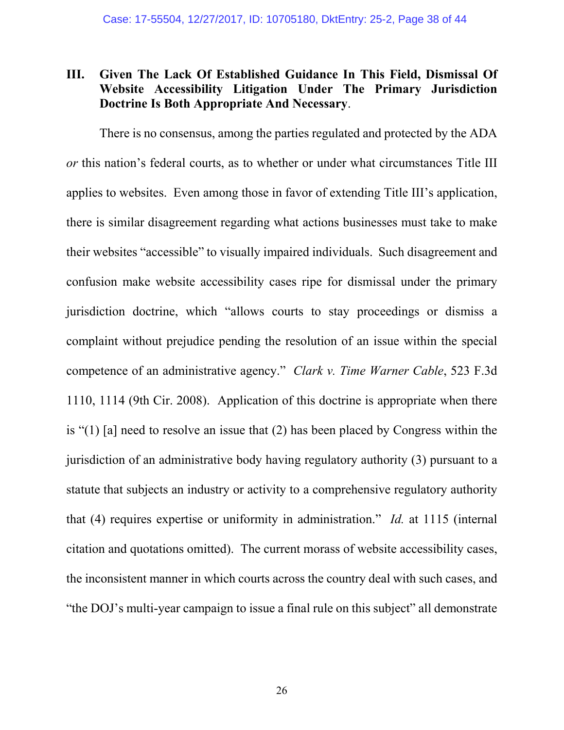## III. Given The Lack Of Established Guidance In This Field, Dismissal Of Website Accessibility Litigation Under The Primary Jurisdiction Doctrine Is Both Appropriate And Necessary.

There is no consensus, among the parties regulated and protected by the ADA *or* this nation's federal courts, as to whether or under what circumstances Title III applies to websites. Even among those in favor of extending Title III's application, there is similar disagreement regarding what actions businesses must take to make their websites "accessible" to visually impaired individuals. Such disagreement and confusion make website accessibility cases ripe for dismissal under the primary jurisdiction doctrine, which "allows courts to stay proceedings or dismiss a complaint without prejudice pending the resolution of an issue within the special competence of an administrative agency." *Clark v. Time Warner Cable*, 523 F.3d 1110, 1114 (9th Cir. 2008). Application of this doctrine is appropriate when there is "(1) [a] need to resolve an issue that (2) has been placed by Congress within the jurisdiction of an administrative body having regulatory authority (3) pursuant to a statute that subjects an industry or activity to a comprehensive regulatory authority that (4) requires expertise or uniformity in administration." *Id.* at 1115 (internal citation and quotations omitted). The current morass of website accessibility cases, the inconsistent manner in which courts across the country deal with such cases, and "the DOJ's multi-year campaign to issue a final rule on this subject" all demonstrate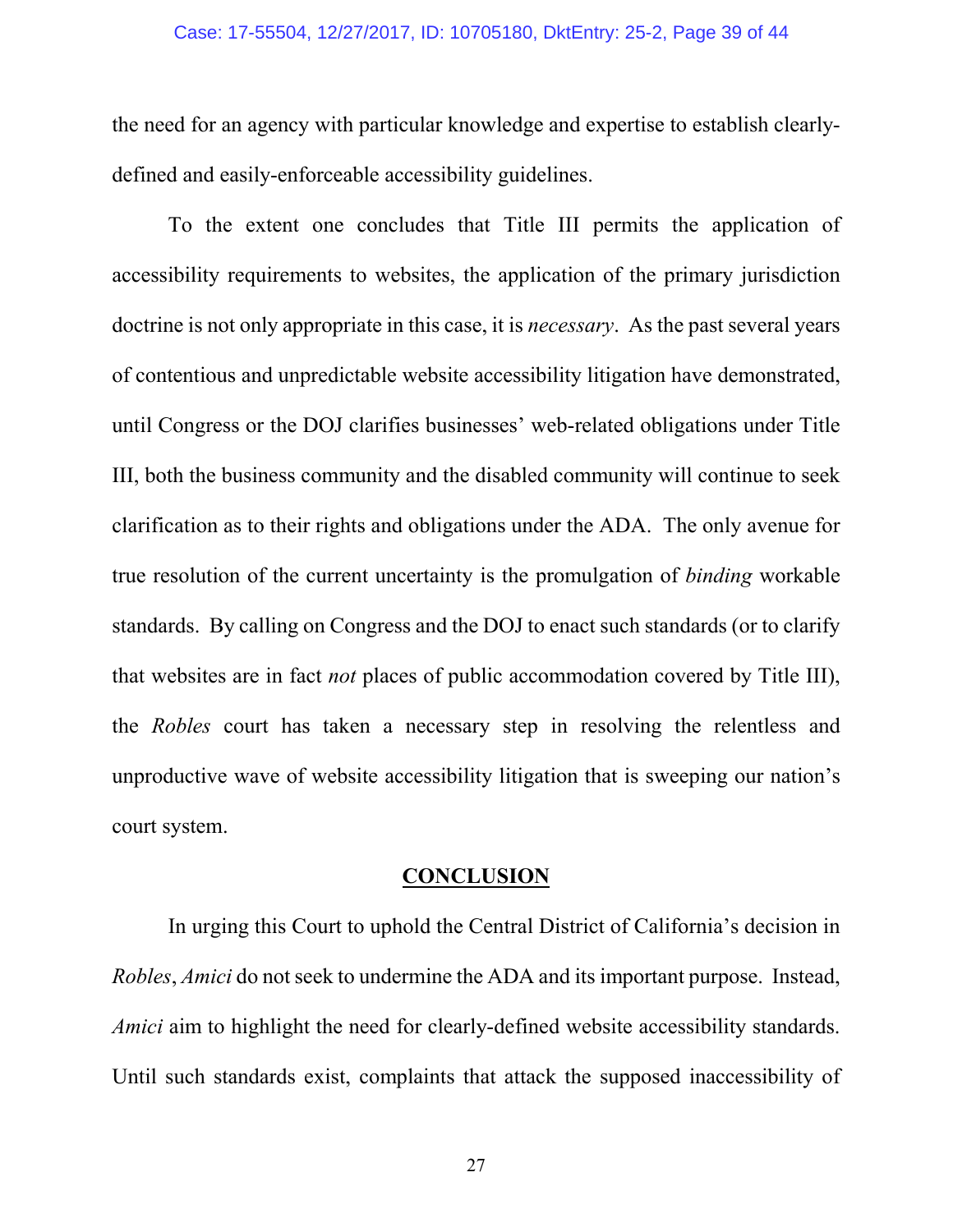the need for an agency with particular knowledge and expertise to establish clearly-defined and easily-enforceable accessibility guidelines.

To the extent one concludes that Title III permits the application of accessibility requirements to websites, the application of the primary jurisdiction doctrine is not only appropriate in this case, it is *necessary*. As the past several years of contentious and unpredictable website accessibility litigation have demonstrated, until Congress or the DOJ clarifies businesses' web-related obligations under Title III, both the business community and the disabled community will continue to seek clarification as to their rights and obligations under the ADA. The only avenue for true resolution of the current uncertainty is the promulgation of *binding* workable standards. By calling on Congress and the DOJ to enact such standards (or to clarify that websites are in fact *not* places of public accommodation covered by Title III), the *Robles* court has taken a necessary step in resolving the relentless and unproductive wave of website accessibility litigation that is sweeping our nation's court system.

## CONCLUSION

In urging this Court to uphold the Central District of California's decision in *Robles*, *Amici* do not seek to undermine the ADA and its important purpose. Instead, *Amici* aim to highlight the need for clearly-defined website accessibility standards. Until such standards exist, complaints that attack the supposed inaccessibility of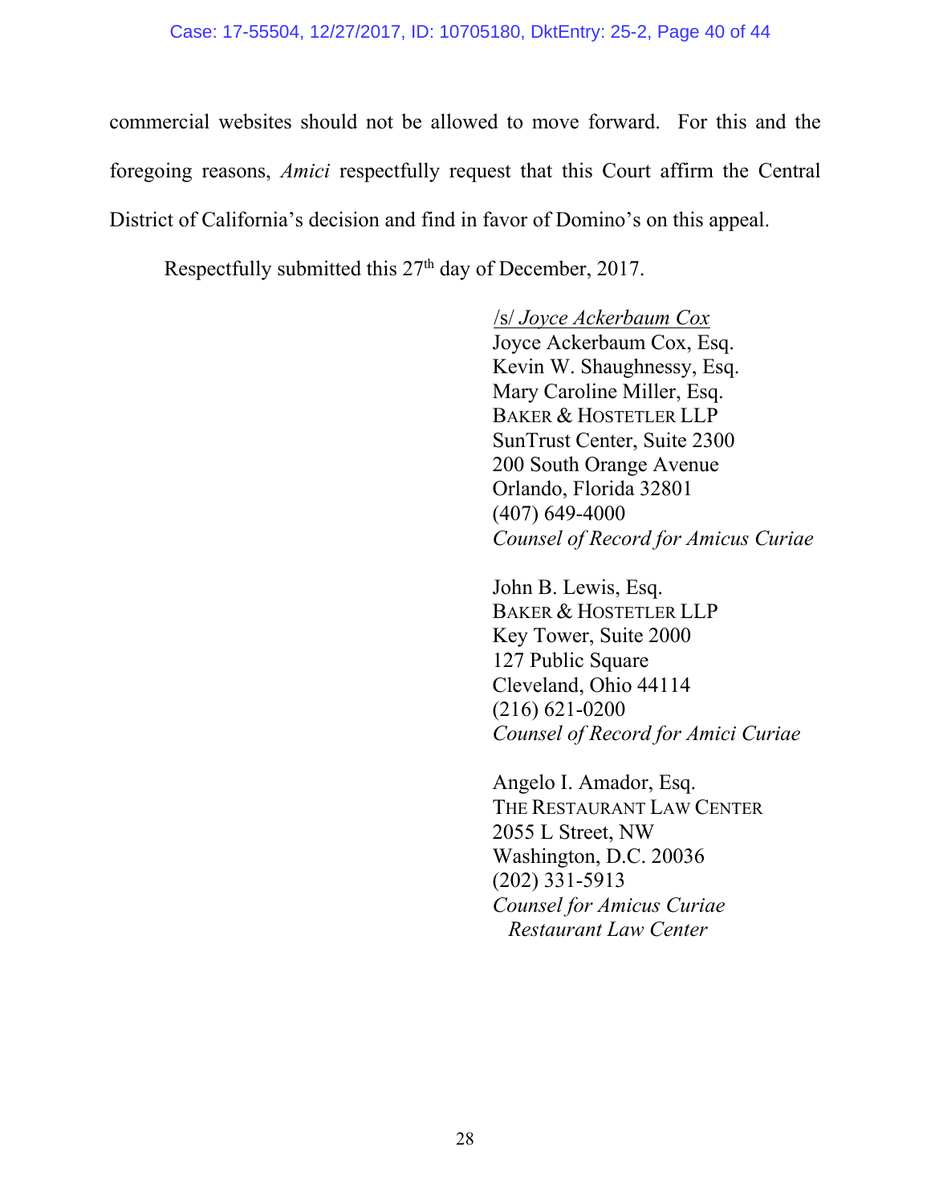commercial websites should not be allowed to move forward. For this and the foregoing reasons, *Amici* respectfully request that this Court affirm the Central District of California's decision and find in favor of Domino's on this appeal.

Respectfully submitted this 27th day of December, 2017.

/s/ *Joyce Ackerbaum Cox*
Joyce Ackerbaum Cox, Esq.
Kevin W. Shaughnessy, Esq.
Mary Caroline Miller, Esq.
BAKER & HOSTETLER LLP
SunTrust Center, Suite 2300
200 South Orange Avenue
Orlando, Florida 32801
(407) 649-4000
*Counsel of Record for Amicus Curiae*

John B. Lewis, Esq.
BAKER & HOSTETLER LLP
Key Tower, Suite 2000
127 Public Square
Cleveland, Ohio 44114
(216) 621-0200
*Counsel of Record for Amici Curiae*

Angelo I. Amador, Esq.
THE RESTAURANT LAW CENTER
2055 L Street, NW
Washington, D.C. 20036
(202) 331-5913
*Counsel for Amicus Curiae Restaurant Law Center*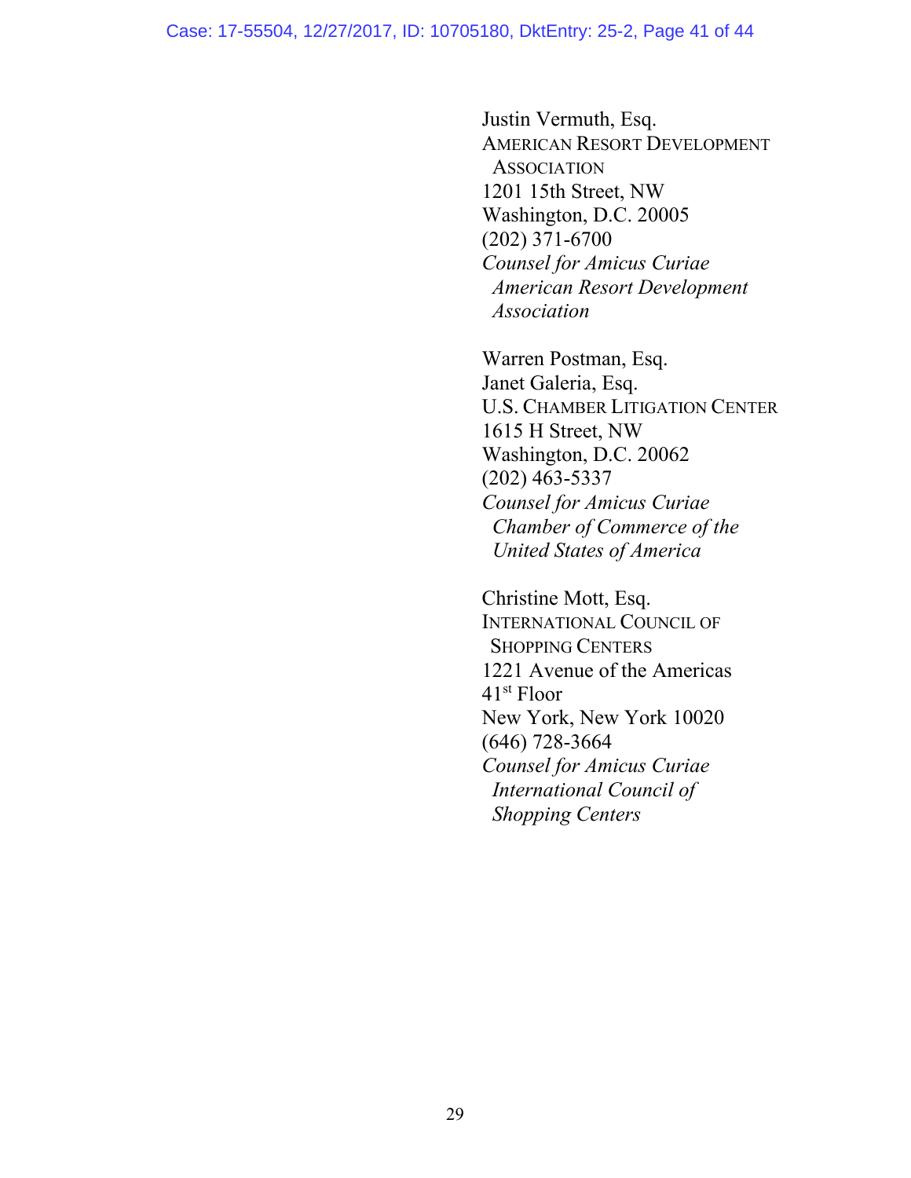Justin Vermuth, Esq.
AMERICAN RESORT DEVELOPMENT ASSOCIATION
1201 15th Street, NW
Washington, D.C. 20005
(202) 371-6700
*Counsel for Amicus Curiae American Resort Development Association*

Warren Postman, Esq.
Janet Galeria, Esq.
U.S. CHAMBER LITIGATION CENTER
1615 H Street, NW
Washington, D.C. 20062
(202) 463-5337
*Counsel for Amicus Curiae Chamber of Commerce of the United States of America*

Christine Mott, Esq.
INTERNATIONAL COUNCIL OF SHOPPING CENTERS
1221 Avenue of the Americas
41st Floor
New York, New York 10020
(646) 728-3664
*Counsel for Amicus Curiae International Council of Shopping Centers*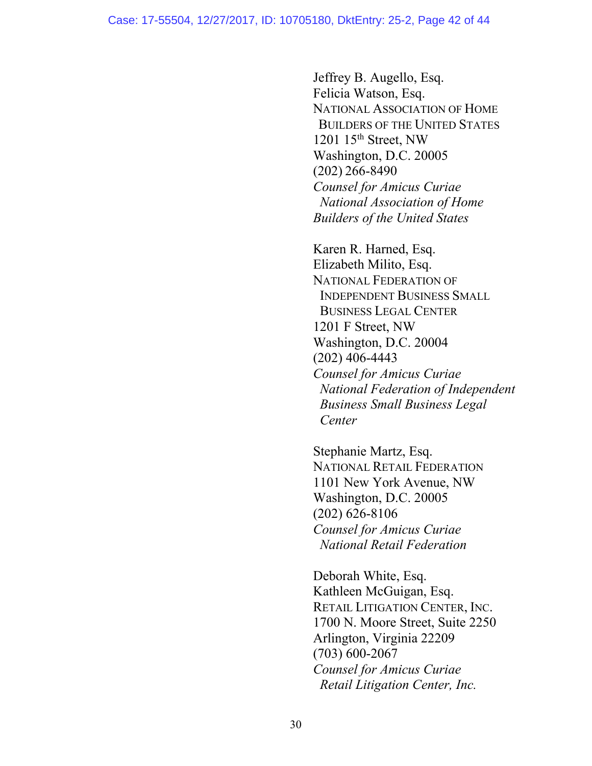Jeffrey B. Augello, Esq.
Felicia Watson, Esq.
NATIONAL ASSOCIATION OF HOME BUILDERS OF THE UNITED STATES
1201 15th Street, NW
Washington, D.C. 20005
(202) 266-8490
*Counsel for Amicus Curiae National Association of Home Builders of the United States*

Karen R. Harned, Esq.
Elizabeth Milito, Esq.
NATIONAL FEDERATION OF INDEPENDENT BUSINESS SMALL BUSINESS LEGAL CENTER
1201 F Street, NW
Washington, D.C. 20004
(202) 406-4443
*Counsel for Amicus Curiae National Federation of Independent Business Small Business Legal Center*

Stephanie Martz, Esq.
NATIONAL RETAIL FEDERATION
1101 New York Avenue, NW
Washington, D.C. 20005
(202) 626-8106
*Counsel for Amicus Curiae National Retail Federation*

Deborah White, Esq.
Kathleen McGuigan, Esq.
RETAIL LITIGATION CENTER, INC.
1700 N. Moore Street, Suite 2250
Arlington, Virginia 22209
(703) 600-2067
*Counsel for Amicus Curiae Retail Litigation Center, Inc.*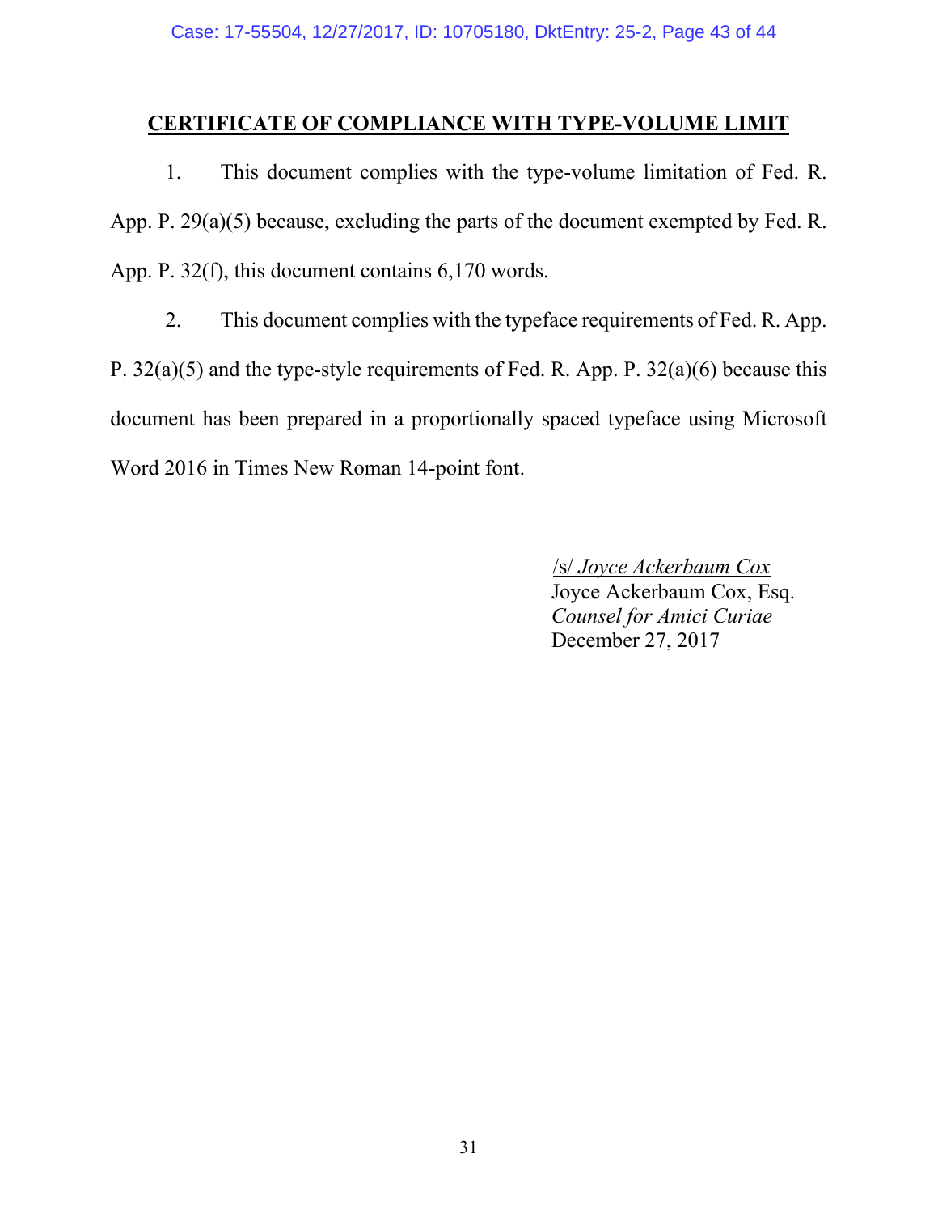## CERTIFICATE OF COMPLIANCE WITH TYPE-VOLUME LIMIT

1. This document complies with the type-volume limitation of Fed. R. App. P. 29(a)(5) because, excluding the parts of the document exempted by Fed. R. App. P. 32(f), this document contains 6,170 words.

2. This document complies with the typeface requirements of Fed. R. App. P. 32(a)(5) and the type-style requirements of Fed. R. App. P. 32(a)(6) because this document has been prepared in a proportionally spaced typeface using Microsoft Word 2016 in Times New Roman 14-point font.

/s/ *Joyce Ackerbaum Cox*
Joyce Ackerbaum Cox, Esq.
*Counsel for Amici Curiae*
December 27, 2017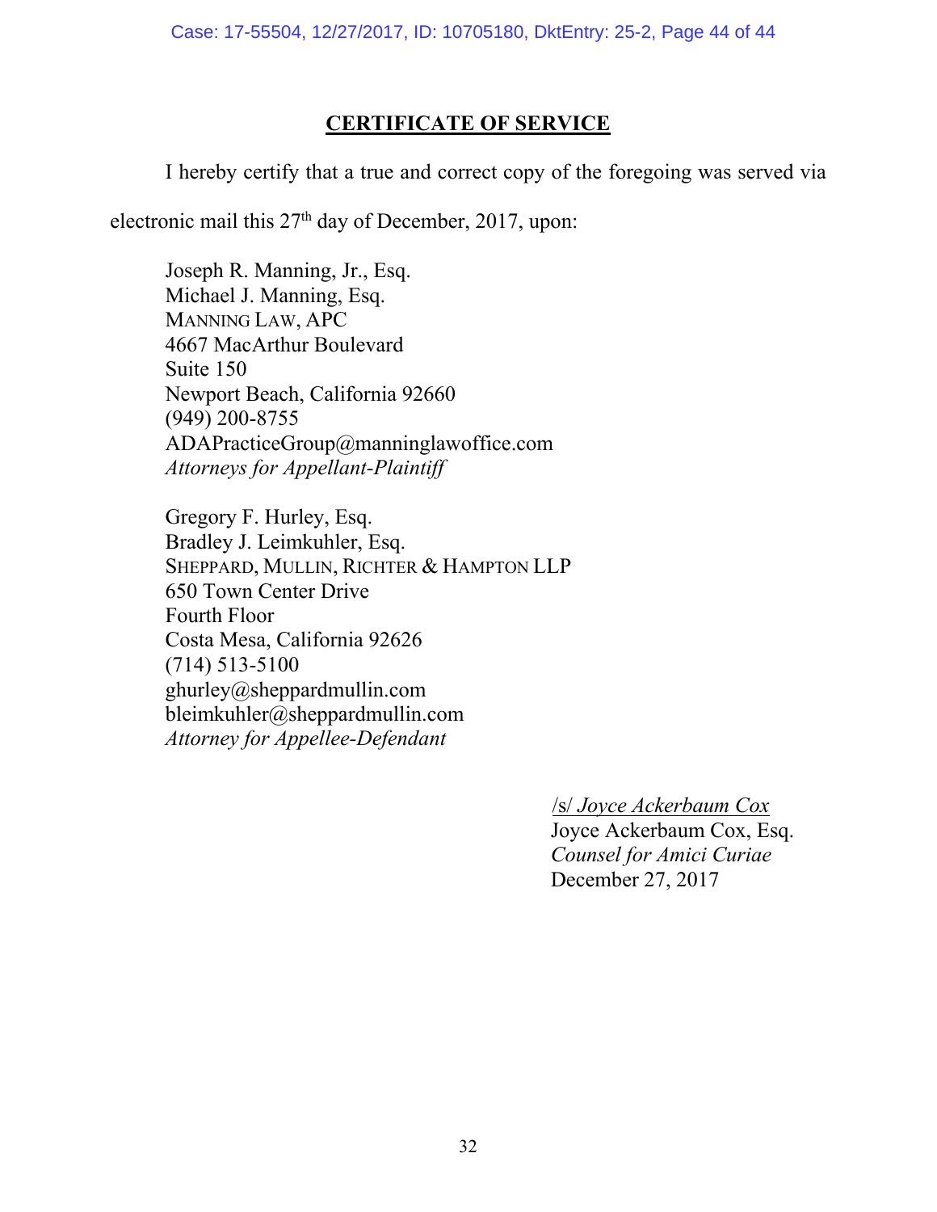## CERTIFICATE OF SERVICE

I hereby certify that a true and correct copy of the foregoing was served via electronic mail this 27th day of December, 2017, upon:

Joseph R. Manning, Jr., Esq.
Michael J. Manning, Esq.
MANNING LAW, APC
4667 MacArthur Boulevard
Suite 150
Newport Beach, California 92660
(949) 200-8755
ADAPracticeGroup@manninglawoffice.com
*Attorneys for Appellant-Plaintiff*

Gregory F. Hurley, Esq.
Bradley J. Leimkuhler, Esq.
SHEPPARD, MULLIN, RICHTER & HAMPTON LLP
650 Town Center Drive
Fourth Floor
Costa Mesa, California 92626
(714) 513-5100
ghurley@sheppardmullin.com
bleimkuhler@sheppardmullin.com
*Attorney for Appellee-Defendant*

/s/ *Joyce Ackerbaum Cox*
Joyce Ackerbaum Cox, Esq.
*Counsel for Amici Curiae*
December 27, 2017